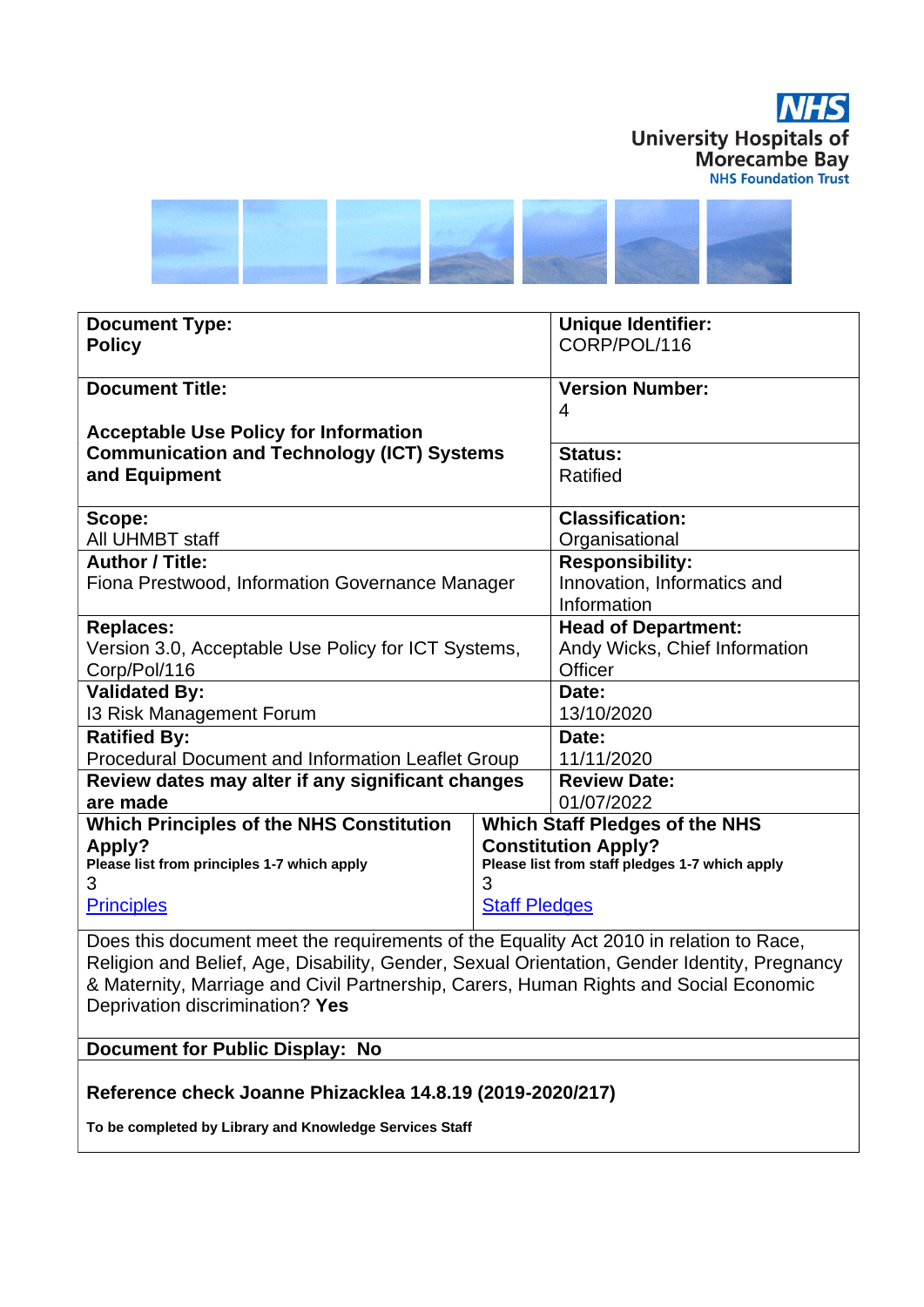NHS
University Hospitals of Morecambe Bay
NHS Foundation Trust

| **Document Type:** **Policy** | | **Unique Identifier:** CORP/POL/116 |
|---|---|---|
| **Document Title:** **Acceptable Use Policy for Information Communication and Technology (ICT) Systems and Equipment** | | **Version Number:** 4 |
| | | **Status:** Ratified |
| **Scope:** All UHMBT staff | | **Classification:** Organisational |
| **Author / Title:** Fiona Prestwood, Information Governance Manager | | **Responsibility:** Innovation, Informatics and Information |
| **Replaces:** Version 3.0, Acceptable Use Policy for ICT Systems, Corp/Pol/116 | | **Head of Department:** Andy Wicks, Chief Information Officer |
| **Validated By:** I3 Risk Management Forum | | **Date:** 13/10/2020 |
| **Ratified By:** Procedural Document and Information Leaflet Group | | **Date:** 11/11/2020 |
| **Review dates may alter if any significant changes are made** | | **Review Date:** 01/07/2022 |
| **Which Principles of the NHS Constitution Apply?** **Please list from principles 1-7 which apply** 3 [Principles] | **Which Staff Pledges of the NHS Constitution Apply?** **Please list from staff pledges 1-7 which apply** 3 [Staff Pledges] | |
| Does this document meet the requirements of the Equality Act 2010 in relation to Race, Religion and Belief, Age, Disability, Gender, Sexual Orientation, Gender Identity, Pregnancy & Maternity, Marriage and Civil Partnership, Carers, Human Rights and Social Economic Deprivation discrimination? **Yes** | | |
| **Document for Public Display: No** | | |
| **Reference check Joanne Phizacklea 14.8.19 (2019-2020/217)** **To be completed by Library and Knowledge Services Staff** | | |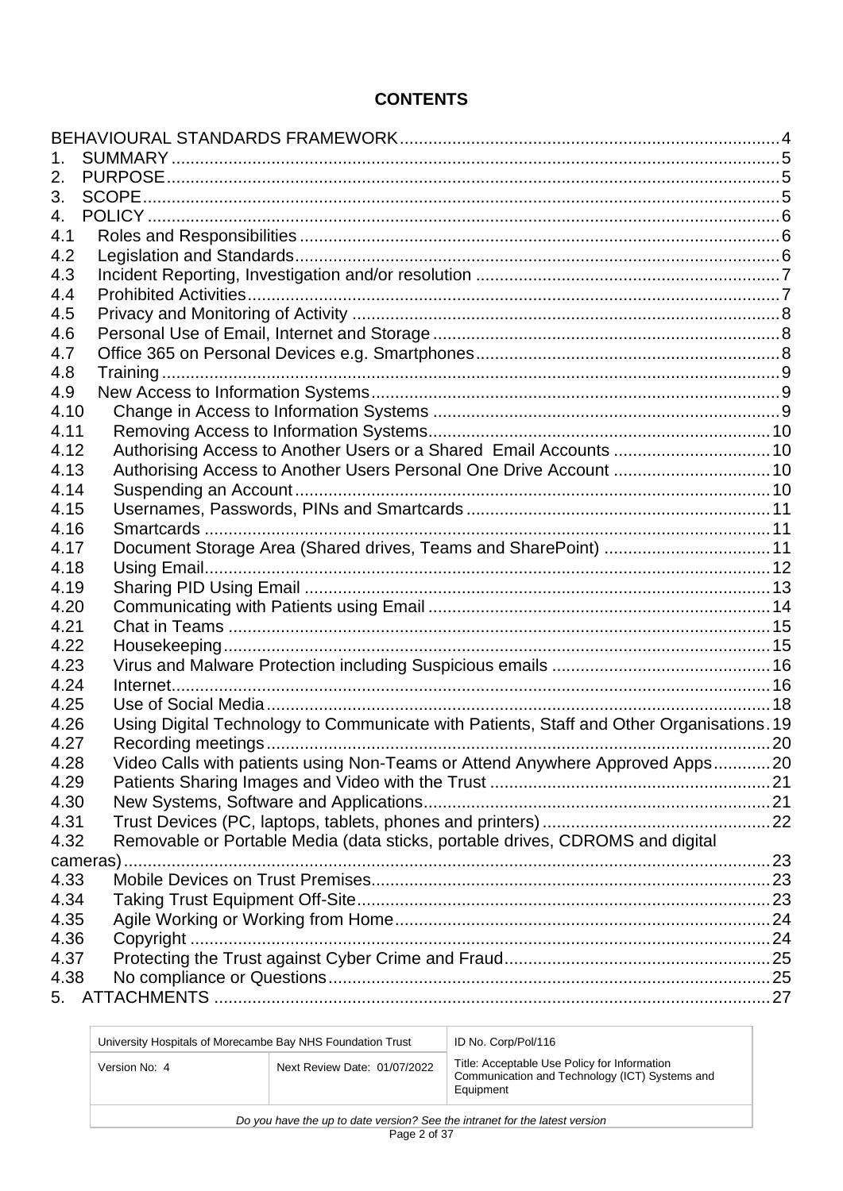# CONTENTS

| | | |
|---|---|---|
| BEHAVIOURAL STANDARDS FRAMEWORK | | 4 |
| 1. | SUMMARY | 5 |
| 2. | PURPOSE | 5 |
| 3. | SCOPE | 5 |
| 4. | POLICY | 6 |
| 4.1 | Roles and Responsibilities | 6 |
| 4.2 | Legislation and Standards | 6 |
| 4.3 | Incident Reporting, Investigation and/or resolution | 7 |
| 4.4 | Prohibited Activities | 7 |
| 4.5 | Privacy and Monitoring of Activity | 8 |
| 4.6 | Personal Use of Email, Internet and Storage | 8 |
| 4.7 | Office 365 on Personal Devices e.g. Smartphones | 8 |
| 4.8 | Training | 9 |
| 4.9 | New Access to Information Systems | 9 |
| 4.10 | Change in Access to Information Systems | 9 |
| 4.11 | Removing Access to Information Systems | 10 |
| 4.12 | Authorising Access to Another Users or a Shared Email Accounts | 10 |
| 4.13 | Authorising Access to Another Users Personal One Drive Account | 10 |
| 4.14 | Suspending an Account | 10 |
| 4.15 | Usernames, Passwords, PINs and Smartcards | 11 |
| 4.16 | Smartcards | 11 |
| 4.17 | Document Storage Area (Shared drives, Teams and SharePoint) | 11 |
| 4.18 | Using Email | 12 |
| 4.19 | Sharing PID Using Email | 13 |
| 4.20 | Communicating with Patients using Email | 14 |
| 4.21 | Chat in Teams | 15 |
| 4.22 | Housekeeping | 15 |
| 4.23 | Virus and Malware Protection including Suspicious emails | 16 |
| 4.24 | Internet | 16 |
| 4.25 | Use of Social Media | 18 |
| 4.26 | Using Digital Technology to Communicate with Patients, Staff and Other Organisations | 19 |
| 4.27 | Recording meetings | 20 |
| 4.28 | Video Calls with patients using Non-Teams or Attend Anywhere Approved Apps | 20 |
| 4.29 | Patients Sharing Images and Video with the Trust | 21 |
| 4.30 | New Systems, Software and Applications | 21 |
| 4.31 | Trust Devices (PC, laptops, tablets, phones and printers) | 22 |
| 4.32 | Removable or Portable Media (data sticks, portable drives, CDROMS and digital cameras) | 23 |
| 4.33 | Mobile Devices on Trust Premises | 23 |
| 4.34 | Taking Trust Equipment Off-Site | 23 |
| 4.35 | Agile Working or Working from Home | 24 |
| 4.36 | Copyright | 24 |
| 4.37 | Protecting the Trust against Cyber Crime and Fraud | 25 |
| 4.38 | No compliance or Questions | 25 |
| 5. | ATTACHMENTS | 27 |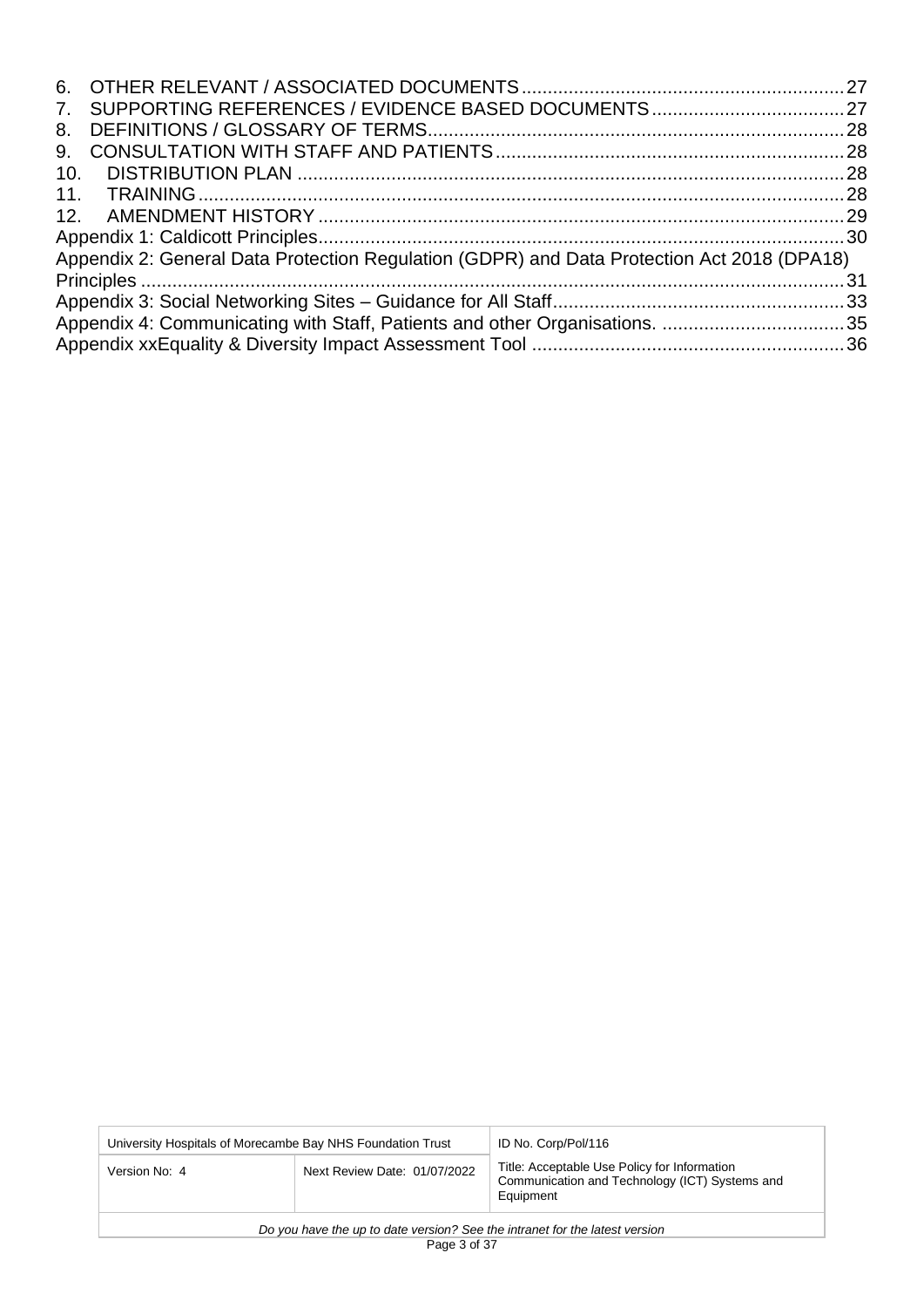6. OTHER RELEVANT / ASSOCIATED DOCUMENTS ............................................................ 27
7. SUPPORTING REFERENCES / EVIDENCE BASED DOCUMENTS .................................... 27
8. DEFINITIONS / GLOSSARY OF TERMS ............................................................................ 28
9. CONSULTATION WITH STAFF AND PATIENTS ................................................................ 28
10. DISTRIBUTION PLAN ..................................................................................................... 28
11. TRAINING ....................................................................................................................... 28
12. AMENDMENT HISTORY .................................................................................................. 29

Appendix 1: Caldicott Principles ................................................................................................ 30

Appendix 2: General Data Protection Regulation (GDPR) and Data Protection Act 2018 (DPA18) Principles .................................................................................................................................. 31

Appendix 3: Social Networking Sites – Guidance for All Staff ..................................................... 33

Appendix 4: Communicating with Staff, Patients and other Organisations. ................................. 35

Appendix xxEquality & Diversity Impact Assessment Tool .......................................................... 36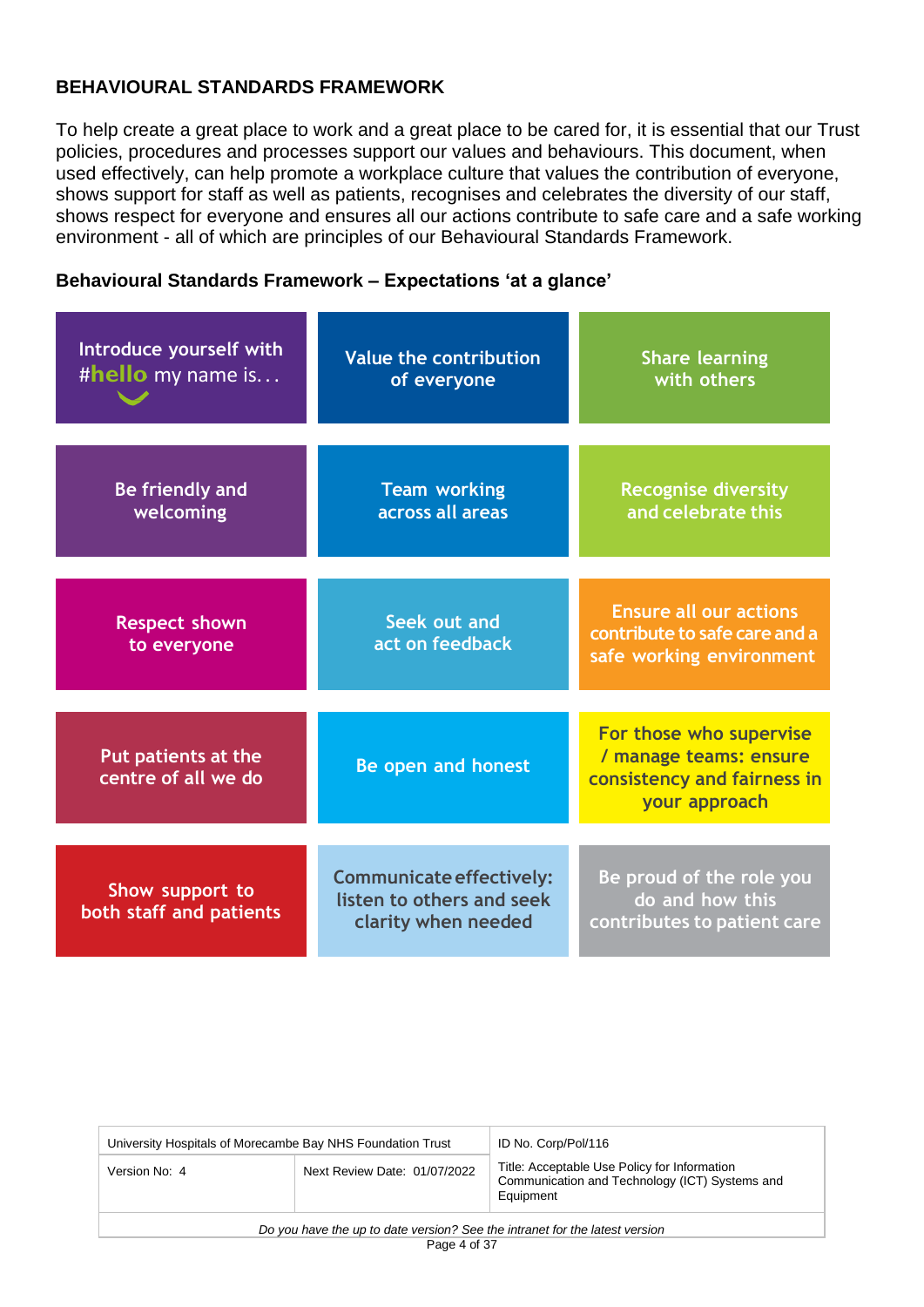## BEHAVIOURAL STANDARDS FRAMEWORK

To help create a great place to work and a great place to be cared for, it is essential that our Trust policies, procedures and processes support our values and behaviours. This document, when used effectively, can help promote a workplace culture that values the contribution of everyone, shows support for staff as well as patients, recognises and celebrates the diversity of our staff, shows respect for everyone and ensures all our actions contribute to safe care and a safe working environment - all of which are principles of our Behavioural Standards Framework.

### Behavioural Standards Framework – Expectations 'at a glance'

| | | |
|---|---|---|
| Introduce yourself with #hello my name is... | Value the contribution of everyone | Share learning with others |
| Be friendly and welcoming | Team working across all areas | Recognise diversity and celebrate this |
| Respect shown to everyone | Seek out and act on feedback | Ensure all our actions contribute to safe care and a safe working environment |
| Put patients at the centre of all we do | Be open and honest | For those who supervise / manage teams: ensure consistency and fairness in your approach |
| Show support to both staff and patients | Communicate effectively: listen to others and seek clarity when needed | Be proud of the role you do and how this contributes to patient care |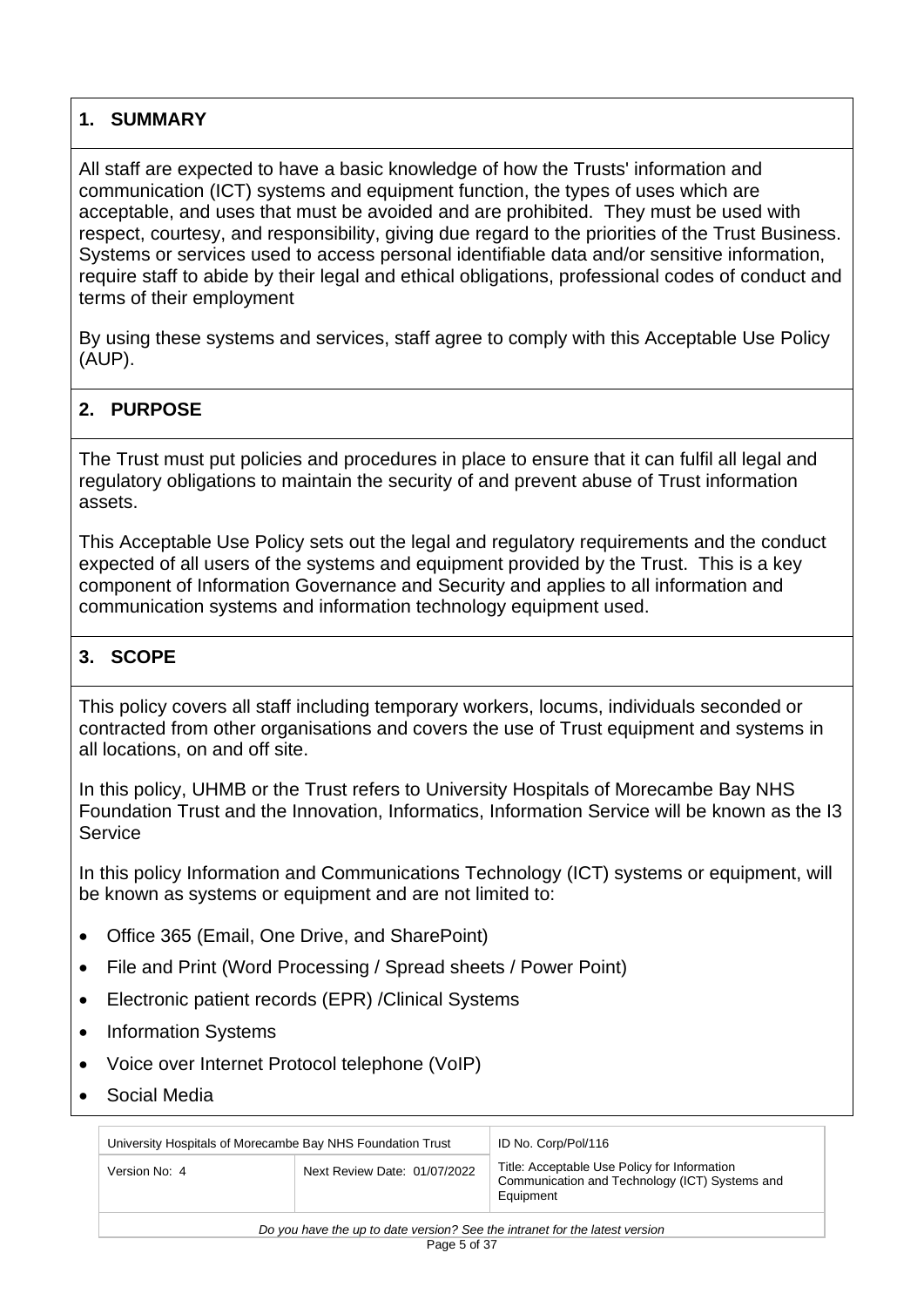## 1. SUMMARY

All staff are expected to have a basic knowledge of how the Trusts' information and communication (ICT) systems and equipment function, the types of uses which are acceptable, and uses that must be avoided and are prohibited. They must be used with respect, courtesy, and responsibility, giving due regard to the priorities of the Trust Business. Systems or services used to access personal identifiable data and/or sensitive information, require staff to abide by their legal and ethical obligations, professional codes of conduct and terms of their employment

By using these systems and services, staff agree to comply with this Acceptable Use Policy (AUP).

## 2. PURPOSE

The Trust must put policies and procedures in place to ensure that it can fulfil all legal and regulatory obligations to maintain the security of and prevent abuse of Trust information assets.

This Acceptable Use Policy sets out the legal and regulatory requirements and the conduct expected of all users of the systems and equipment provided by the Trust. This is a key component of Information Governance and Security and applies to all information and communication systems and information technology equipment used.

## 3. SCOPE

This policy covers all staff including temporary workers, locums, individuals seconded or contracted from other organisations and covers the use of Trust equipment and systems in all locations, on and off site.

In this policy, UHMB or the Trust refers to University Hospitals of Morecambe Bay NHS Foundation Trust and the Innovation, Informatics, Information Service will be known as the I3 Service

In this policy Information and Communications Technology (ICT) systems or equipment, will be known as systems or equipment and are not limited to:

- Office 365 (Email, One Drive, and SharePoint)
- File and Print (Word Processing / Spread sheets / Power Point)
- Electronic patient records (EPR) /Clinical Systems
- Information Systems
- Voice over Internet Protocol telephone (VoIP)
- Social Media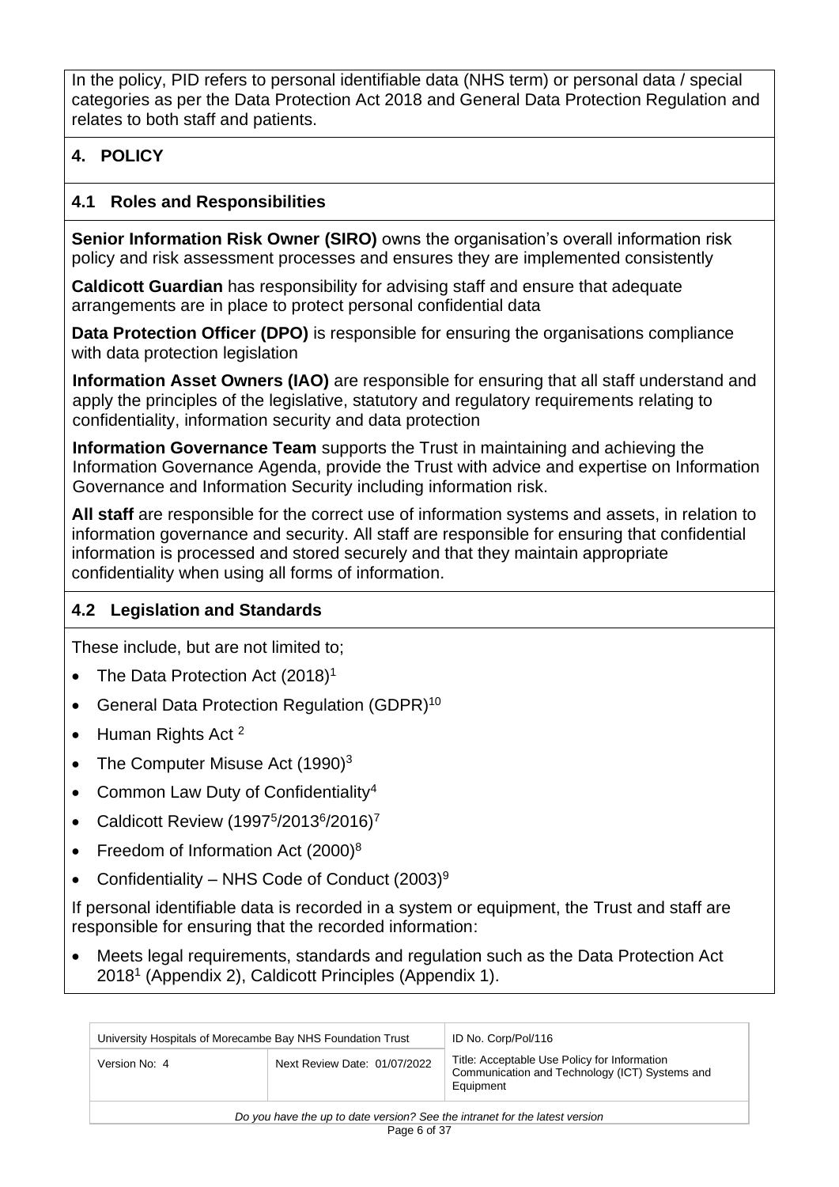In the policy, PID refers to personal identifiable data (NHS term) or personal data / special categories as per the Data Protection Act 2018 and General Data Protection Regulation and relates to both staff and patients.

## 4. POLICY

### 4.1 Roles and Responsibilities

**Senior Information Risk Owner (SIRO)** owns the organisation's overall information risk policy and risk assessment processes and ensures they are implemented consistently

**Caldicott Guardian** has responsibility for advising staff and ensure that adequate arrangements are in place to protect personal confidential data

**Data Protection Officer (DPO)** is responsible for ensuring the organisations compliance with data protection legislation

**Information Asset Owners (IAO)** are responsible for ensuring that all staff understand and apply the principles of the legislative, statutory and regulatory requirements relating to confidentiality, information security and data protection

**Information Governance Team** supports the Trust in maintaining and achieving the Information Governance Agenda, provide the Trust with advice and expertise on Information Governance and Information Security including information risk.

**All staff** are responsible for the correct use of information systems and assets, in relation to information governance and security. All staff are responsible for ensuring that confidential information is processed and stored securely and that they maintain appropriate confidentiality when using all forms of information.

### 4.2 Legislation and Standards

These include, but are not limited to;

- The Data Protection Act (2018)[1]
- General Data Protection Regulation (GDPR)[10]
- Human Rights Act [2]
- The Computer Misuse Act (1990)[3]
- Common Law Duty of Confidentiality[4]
- Caldicott Review (1997[5]/2013[6]/2016)[7]
- Freedom of Information Act (2000)[8]
- Confidentiality – NHS Code of Conduct (2003)[9]

If personal identifiable data is recorded in a system or equipment, the Trust and staff are responsible for ensuring that the recorded information:

- Meets legal requirements, standards and regulation such as the Data Protection Act 2018[1] (Appendix 2), Caldicott Principles (Appendix 1).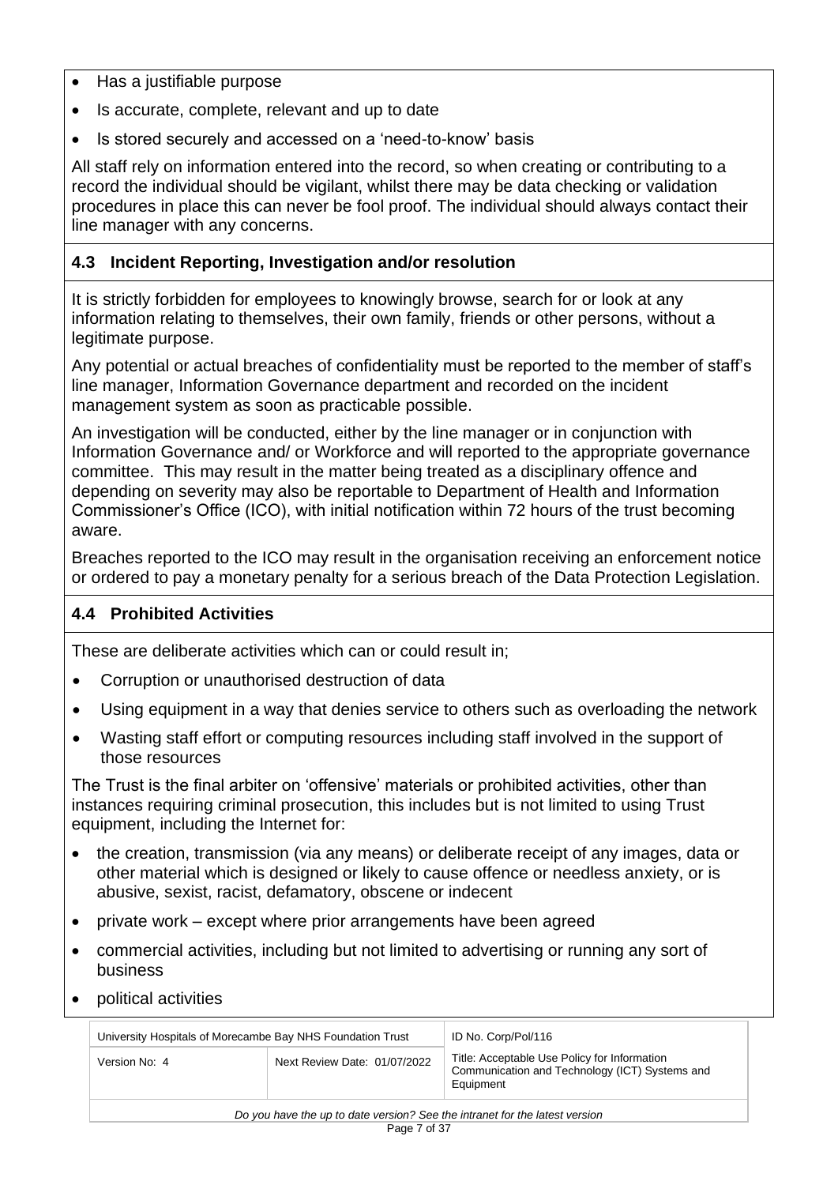- Has a justifiable purpose
- Is accurate, complete, relevant and up to date
- Is stored securely and accessed on a 'need-to-know' basis

All staff rely on information entered into the record, so when creating or contributing to a record the individual should be vigilant, whilst there may be data checking or validation procedures in place this can never be fool proof. The individual should always contact their line manager with any concerns.

### 4.3 Incident Reporting, Investigation and/or resolution

It is strictly forbidden for employees to knowingly browse, search for or look at any information relating to themselves, their own family, friends or other persons, without a legitimate purpose.

Any potential or actual breaches of confidentiality must be reported to the member of staff's line manager, Information Governance department and recorded on the incident management system as soon as practicable possible.

An investigation will be conducted, either by the line manager or in conjunction with Information Governance and/ or Workforce and will reported to the appropriate governance committee. This may result in the matter being treated as a disciplinary offence and depending on severity may also be reportable to Department of Health and Information Commissioner's Office (ICO), with initial notification within 72 hours of the trust becoming aware.

Breaches reported to the ICO may result in the organisation receiving an enforcement notice or ordered to pay a monetary penalty for a serious breach of the Data Protection Legislation.

### 4.4 Prohibited Activities

These are deliberate activities which can or could result in;

- Corruption or unauthorised destruction of data
- Using equipment in a way that denies service to others such as overloading the network
- Wasting staff effort or computing resources including staff involved in the support of those resources

The Trust is the final arbiter on 'offensive' materials or prohibited activities, other than instances requiring criminal prosecution, this includes but is not limited to using Trust equipment, including the Internet for:

- the creation, transmission (via any means) or deliberate receipt of any images, data or other material which is designed or likely to cause offence or needless anxiety, or is abusive, sexist, racist, defamatory, obscene or indecent
- private work – except where prior arrangements have been agreed
- commercial activities, including but not limited to advertising or running any sort of business
- political activities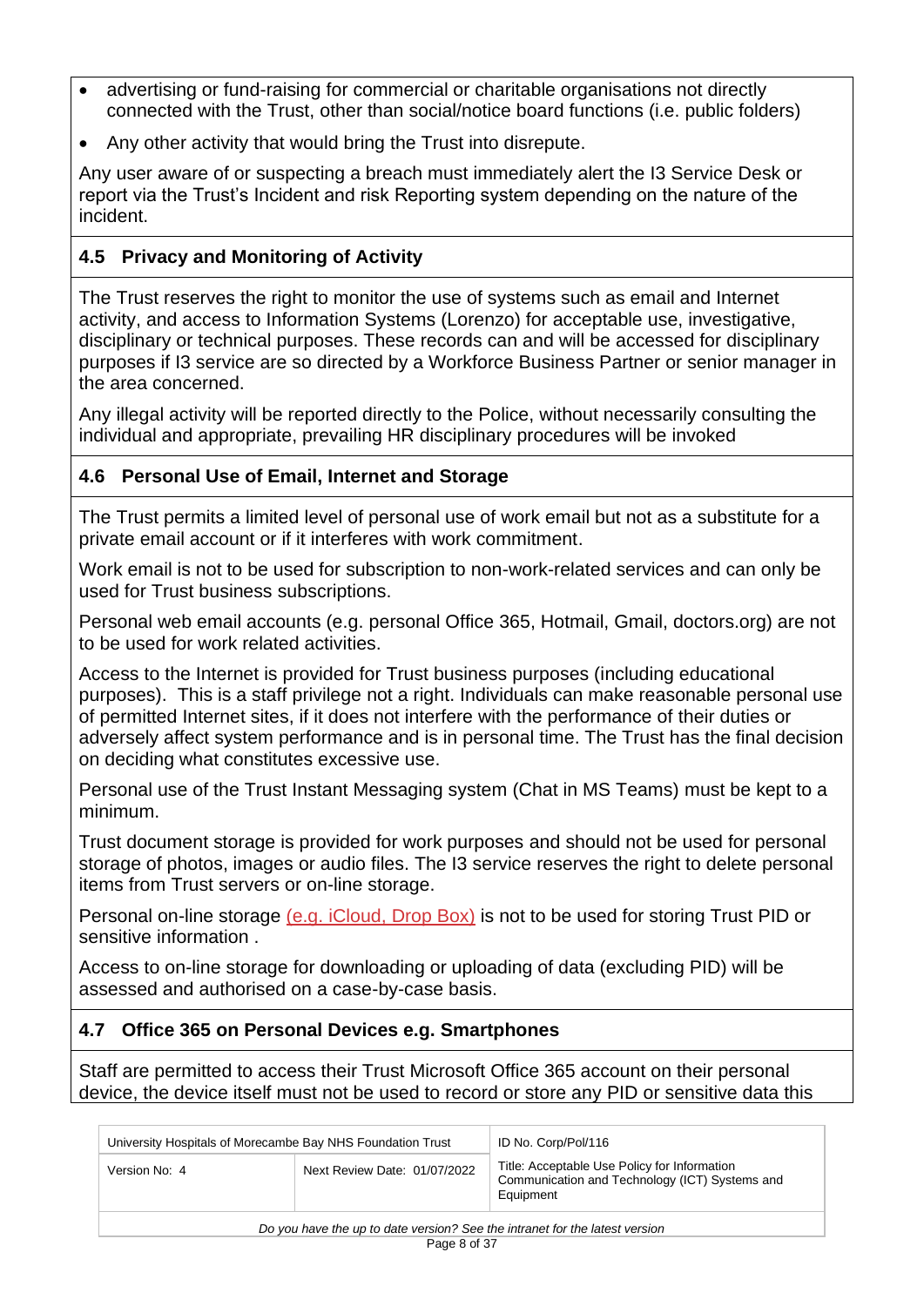- advertising or fund-raising for commercial or charitable organisations not directly connected with the Trust, other than social/notice board functions (i.e. public folders)
- Any other activity that would bring the Trust into disrepute.

Any user aware of or suspecting a breach must immediately alert the I3 Service Desk or report via the Trust's Incident and risk Reporting system depending on the nature of the incident.

### 4.5 Privacy and Monitoring of Activity

The Trust reserves the right to monitor the use of systems such as email and Internet activity, and access to Information Systems (Lorenzo) for acceptable use, investigative, disciplinary or technical purposes. These records can and will be accessed for disciplinary purposes if I3 service are so directed by a Workforce Business Partner or senior manager in the area concerned.

Any illegal activity will be reported directly to the Police, without necessarily consulting the individual and appropriate, prevailing HR disciplinary procedures will be invoked

### 4.6 Personal Use of Email, Internet and Storage

The Trust permits a limited level of personal use of work email but not as a substitute for a private email account or if it interferes with work commitment.

Work email is not to be used for subscription to non-work-related services and can only be used for Trust business subscriptions.

Personal web email accounts (e.g. personal Office 365, Hotmail, Gmail, doctors.org) are not to be used for work related activities.

Access to the Internet is provided for Trust business purposes (including educational purposes). This is a staff privilege not a right. Individuals can make reasonable personal use of permitted Internet sites, if it does not interfere with the performance of their duties or adversely affect system performance and is in personal time. The Trust has the final decision on deciding what constitutes excessive use.

Personal use of the Trust Instant Messaging system (Chat in MS Teams) must be kept to a minimum.

Trust document storage is provided for work purposes and should not be used for personal storage of photos, images or audio files. The I3 service reserves the right to delete personal items from Trust servers or on-line storage.

Personal on-line storage (e.g. iCloud, Drop Box) is not to be used for storing Trust PID or sensitive information .

Access to on-line storage for downloading or uploading of data (excluding PID) will be assessed and authorised on a case-by-case basis.

### 4.7 Office 365 on Personal Devices e.g. Smartphones

Staff are permitted to access their Trust Microsoft Office 365 account on their personal device, the device itself must not be used to record or store any PID or sensitive data this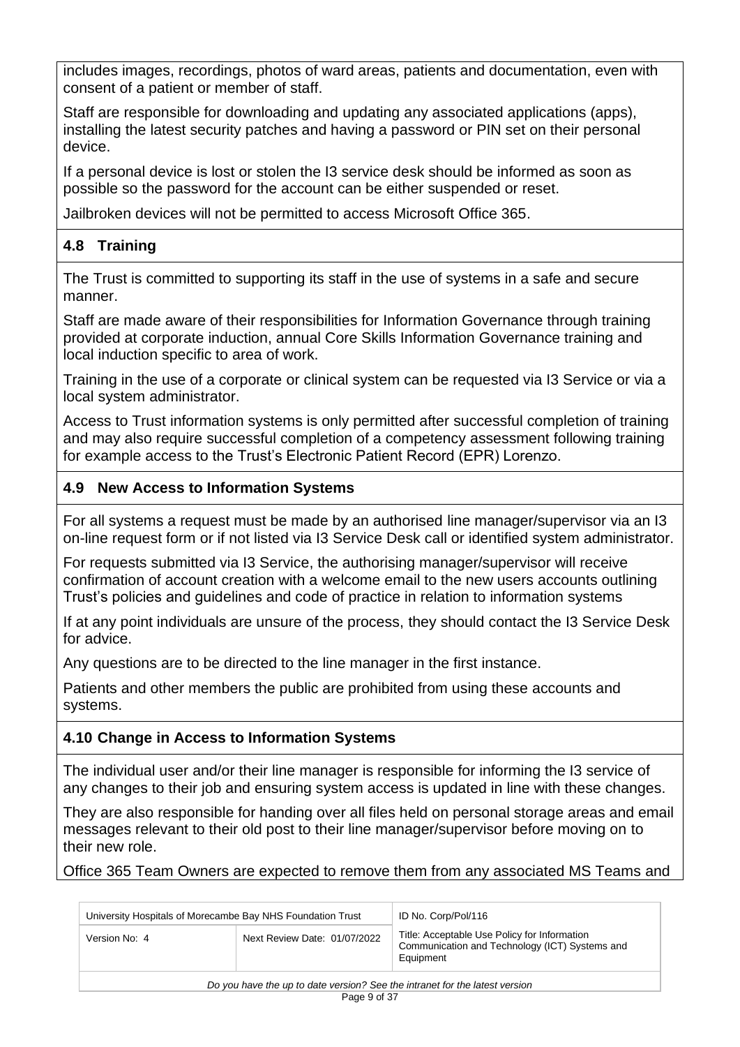includes images, recordings, photos of ward areas, patients and documentation, even with consent of a patient or member of staff.

Staff are responsible for downloading and updating any associated applications (apps), installing the latest security patches and having a password or PIN set on their personal device.

If a personal device is lost or stolen the I3 service desk should be informed as soon as possible so the password for the account can be either suspended or reset.

Jailbroken devices will not be permitted to access Microsoft Office 365.

### 4.8 Training

The Trust is committed to supporting its staff in the use of systems in a safe and secure manner.

Staff are made aware of their responsibilities for Information Governance through training provided at corporate induction, annual Core Skills Information Governance training and local induction specific to area of work.

Training in the use of a corporate or clinical system can be requested via I3 Service or via a local system administrator.

Access to Trust information systems is only permitted after successful completion of training and may also require successful completion of a competency assessment following training for example access to the Trust's Electronic Patient Record (EPR) Lorenzo.

### 4.9 New Access to Information Systems

For all systems a request must be made by an authorised line manager/supervisor via an I3 on-line request form or if not listed via I3 Service Desk call or identified system administrator.

For requests submitted via I3 Service, the authorising manager/supervisor will receive confirmation of account creation with a welcome email to the new users accounts outlining Trust's policies and guidelines and code of practice in relation to information systems

If at any point individuals are unsure of the process, they should contact the I3 Service Desk for advice.

Any questions are to be directed to the line manager in the first instance.

Patients and other members the public are prohibited from using these accounts and systems.

### 4.10 Change in Access to Information Systems

The individual user and/or their line manager is responsible for informing the I3 service of any changes to their job and ensuring system access is updated in line with these changes.

They are also responsible for handing over all files held on personal storage areas and email messages relevant to their old post to their line manager/supervisor before moving on to their new role.

Office 365 Team Owners are expected to remove them from any associated MS Teams and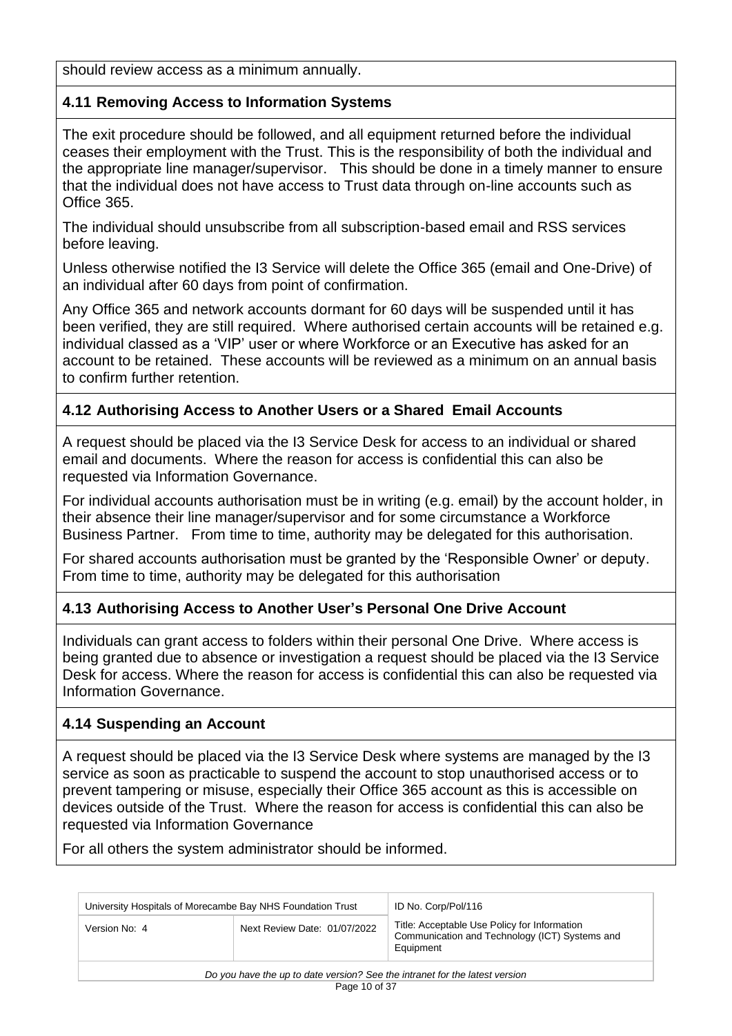should review access as a minimum annually.

### 4.11 Removing Access to Information Systems

The exit procedure should be followed, and all equipment returned before the individual ceases their employment with the Trust. This is the responsibility of both the individual and the appropriate line manager/supervisor. This should be done in a timely manner to ensure that the individual does not have access to Trust data through on-line accounts such as Office 365.

The individual should unsubscribe from all subscription-based email and RSS services before leaving.

Unless otherwise notified the I3 Service will delete the Office 365 (email and One-Drive) of an individual after 60 days from point of confirmation.

Any Office 365 and network accounts dormant for 60 days will be suspended until it has been verified, they are still required. Where authorised certain accounts will be retained e.g. individual classed as a 'VIP' user or where Workforce or an Executive has asked for an account to be retained. These accounts will be reviewed as a minimum on an annual basis to confirm further retention.

### 4.12 Authorising Access to Another Users or a Shared Email Accounts

A request should be placed via the I3 Service Desk for access to an individual or shared email and documents. Where the reason for access is confidential this can also be requested via Information Governance.

For individual accounts authorisation must be in writing (e.g. email) by the account holder, in their absence their line manager/supervisor and for some circumstance a Workforce Business Partner. From time to time, authority may be delegated for this authorisation.

For shared accounts authorisation must be granted by the 'Responsible Owner' or deputy. From time to time, authority may be delegated for this authorisation

### 4.13 Authorising Access to Another User's Personal One Drive Account

Individuals can grant access to folders within their personal One Drive. Where access is being granted due to absence or investigation a request should be placed via the I3 Service Desk for access. Where the reason for access is confidential this can also be requested via Information Governance.

### 4.14 Suspending an Account

A request should be placed via the I3 Service Desk where systems are managed by the I3 service as soon as practicable to suspend the account to stop unauthorised access or to prevent tampering or misuse, especially their Office 365 account as this is accessible on devices outside of the Trust. Where the reason for access is confidential this can also be requested via Information Governance

For all others the system administrator should be informed.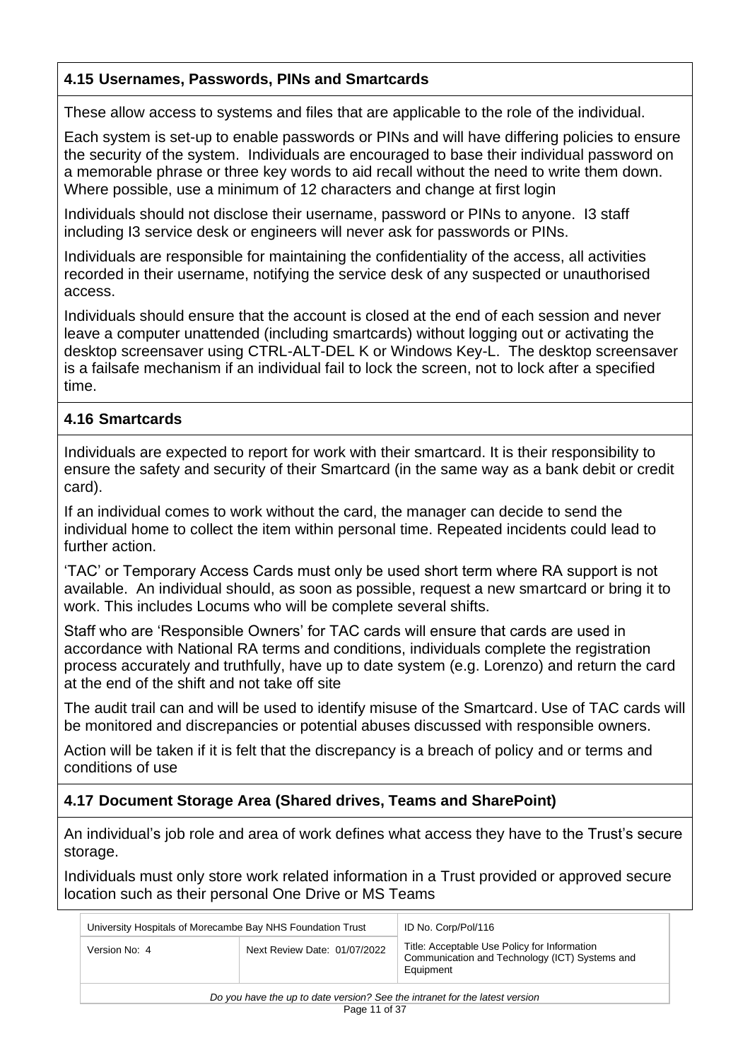### 4.15 Usernames, Passwords, PINs and Smartcards

These allow access to systems and files that are applicable to the role of the individual.

Each system is set-up to enable passwords or PINs and will have differing policies to ensure the security of the system. Individuals are encouraged to base their individual password on a memorable phrase or three key words to aid recall without the need to write them down. Where possible, use a minimum of 12 characters and change at first login

Individuals should not disclose their username, password or PINs to anyone. I3 staff including I3 service desk or engineers will never ask for passwords or PINs.

Individuals are responsible for maintaining the confidentiality of the access, all activities recorded in their username, notifying the service desk of any suspected or unauthorised access.

Individuals should ensure that the account is closed at the end of each session and never leave a computer unattended (including smartcards) without logging out or activating the desktop screensaver using CTRL-ALT-DEL K or Windows Key-L. The desktop screensaver is a failsafe mechanism if an individual fail to lock the screen, not to lock after a specified time.

### 4.16 Smartcards

Individuals are expected to report for work with their smartcard. It is their responsibility to ensure the safety and security of their Smartcard (in the same way as a bank debit or credit card).

If an individual comes to work without the card, the manager can decide to send the individual home to collect the item within personal time. Repeated incidents could lead to further action.

'TAC' or Temporary Access Cards must only be used short term where RA support is not available. An individual should, as soon as possible, request a new smartcard or bring it to work. This includes Locums who will be complete several shifts.

Staff who are 'Responsible Owners' for TAC cards will ensure that cards are used in accordance with National RA terms and conditions, individuals complete the registration process accurately and truthfully, have up to date system (e.g. Lorenzo) and return the card at the end of the shift and not take off site

The audit trail can and will be used to identify misuse of the Smartcard. Use of TAC cards will be monitored and discrepancies or potential abuses discussed with responsible owners.

Action will be taken if it is felt that the discrepancy is a breach of policy and or terms and conditions of use

### 4.17 Document Storage Area (Shared drives, Teams and SharePoint)

An individual's job role and area of work defines what access they have to the Trust's secure storage.

Individuals must only store work related information in a Trust provided or approved secure location such as their personal One Drive or MS Teams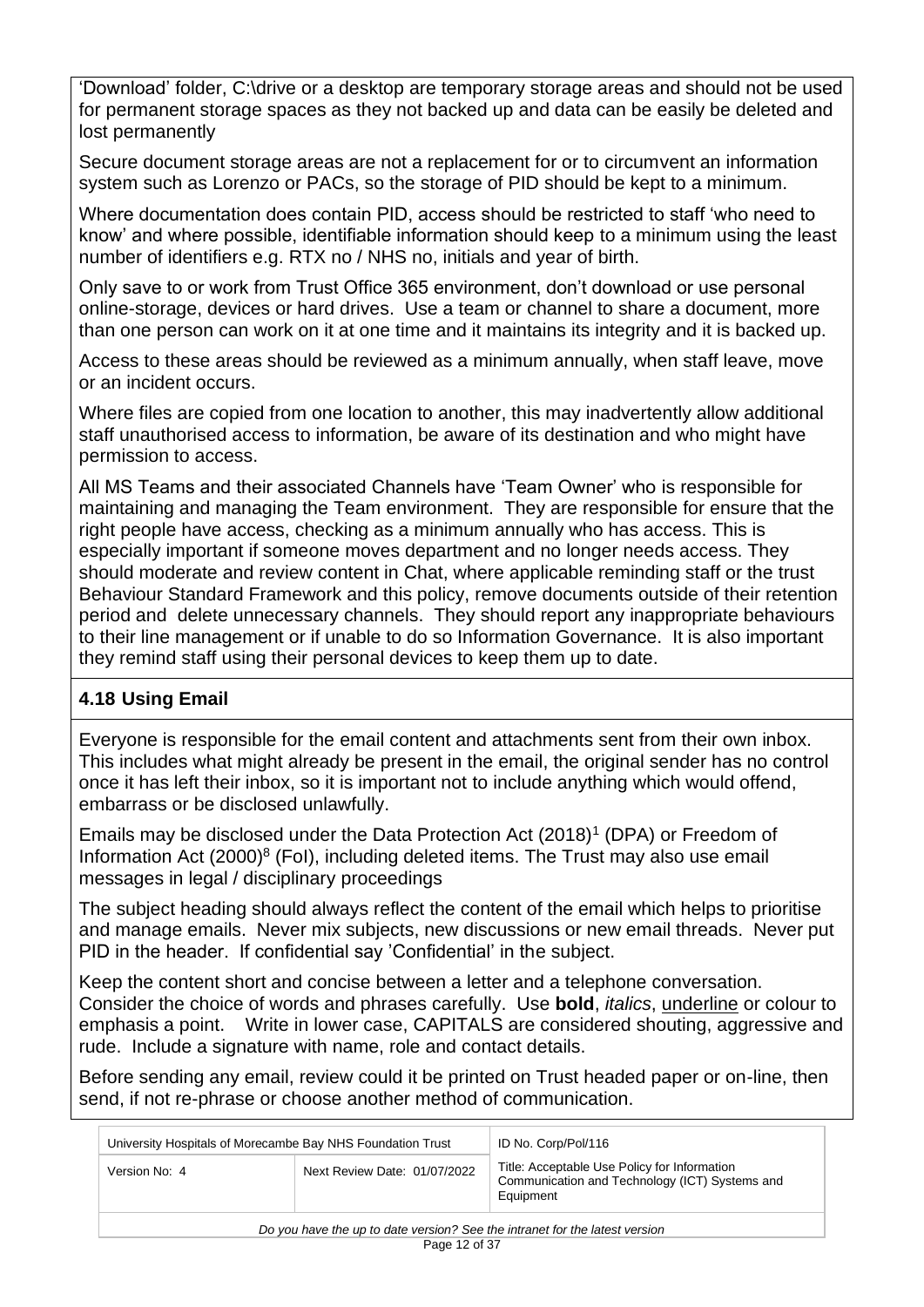'Download' folder, C:\drive or a desktop are temporary storage areas and should not be used for permanent storage spaces as they not backed up and data can be easily be deleted and lost permanently

Secure document storage areas are not a replacement for or to circumvent an information system such as Lorenzo or PACs, so the storage of PID should be kept to a minimum.

Where documentation does contain PID, access should be restricted to staff 'who need to know' and where possible, identifiable information should keep to a minimum using the least number of identifiers e.g. RTX no / NHS no, initials and year of birth.

Only save to or work from Trust Office 365 environment, don't download or use personal online-storage, devices or hard drives. Use a team or channel to share a document, more than one person can work on it at one time and it maintains its integrity and it is backed up.

Access to these areas should be reviewed as a minimum annually, when staff leave, move or an incident occurs.

Where files are copied from one location to another, this may inadvertently allow additional staff unauthorised access to information, be aware of its destination and who might have permission to access.

All MS Teams and their associated Channels have 'Team Owner' who is responsible for maintaining and managing the Team environment. They are responsible for ensure that the right people have access, checking as a minimum annually who has access. This is especially important if someone moves department and no longer needs access. They should moderate and review content in Chat, where applicable reminding staff or the trust Behaviour Standard Framework and this policy, remove documents outside of their retention period and delete unnecessary channels. They should report any inappropriate behaviours to their line management or if unable to do so Information Governance. It is also important they remind staff using their personal devices to keep them up to date.

### 4.18 Using Email

Everyone is responsible for the email content and attachments sent from their own inbox. This includes what might already be present in the email, the original sender has no control once it has left their inbox, so it is important not to include anything which would offend, embarrass or be disclosed unlawfully.

Emails may be disclosed under the Data Protection Act (2018)[1] (DPA) or Freedom of Information Act (2000)[8] (FoI), including deleted items. The Trust may also use email messages in legal / disciplinary proceedings

The subject heading should always reflect the content of the email which helps to prioritise and manage emails. Never mix subjects, new discussions or new email threads. Never put PID in the header. If confidential say 'Confidential' in the subject.

Keep the content short and concise between a letter and a telephone conversation. Consider the choice of words and phrases carefully. Use **bold**, *italics*, <u>underline</u> or colour to emphasis a point. Write in lower case, CAPITALS are considered shouting, aggressive and rude. Include a signature with name, role and contact details.

Before sending any email, review could it be printed on Trust headed paper or on-line, then send, if not re-phrase or choose another method of communication.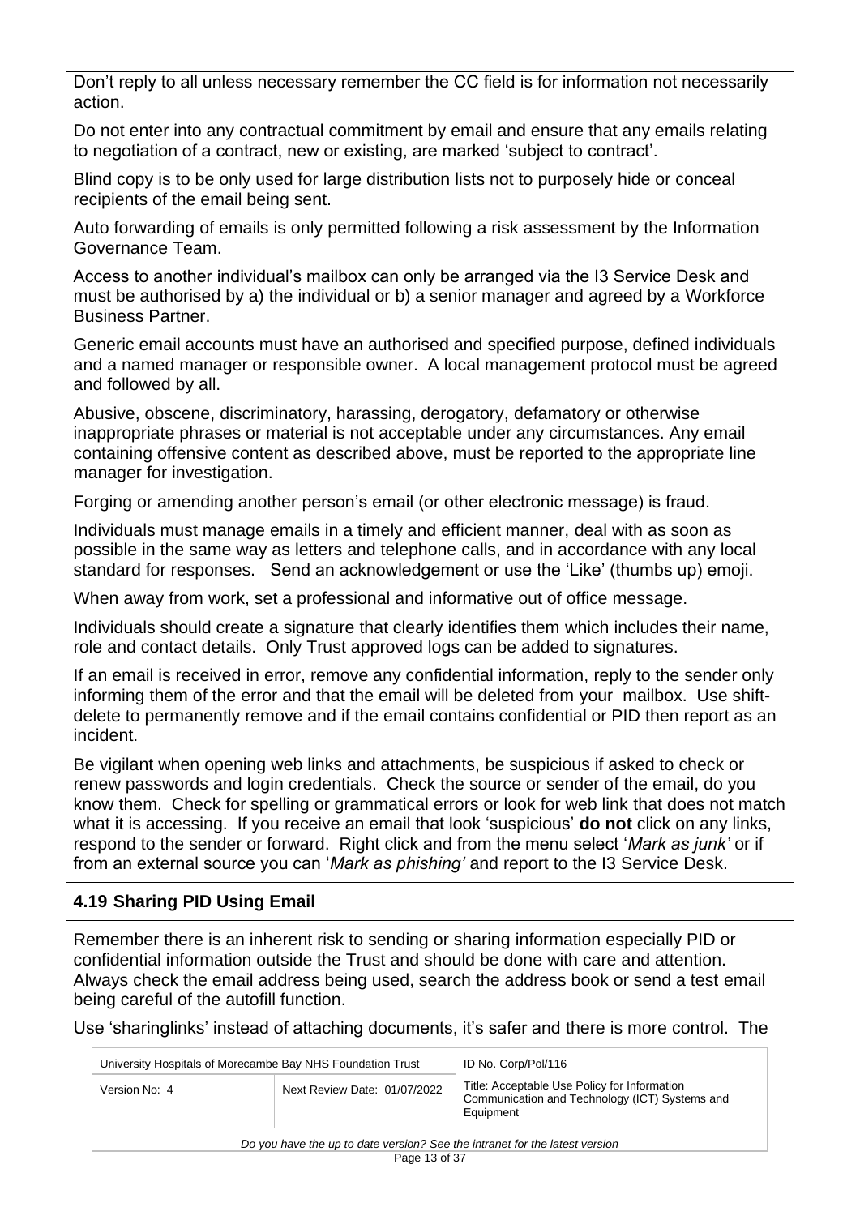Don't reply to all unless necessary remember the CC field is for information not necessarily action.

Do not enter into any contractual commitment by email and ensure that any emails relating to negotiation of a contract, new or existing, are marked 'subject to contract'.

Blind copy is to be only used for large distribution lists not to purposely hide or conceal recipients of the email being sent.

Auto forwarding of emails is only permitted following a risk assessment by the Information Governance Team.

Access to another individual's mailbox can only be arranged via the I3 Service Desk and must be authorised by a) the individual or b) a senior manager and agreed by a Workforce Business Partner.

Generic email accounts must have an authorised and specified purpose, defined individuals and a named manager or responsible owner. A local management protocol must be agreed and followed by all.

Abusive, obscene, discriminatory, harassing, derogatory, defamatory or otherwise inappropriate phrases or material is not acceptable under any circumstances. Any email containing offensive content as described above, must be reported to the appropriate line manager for investigation.

Forging or amending another person's email (or other electronic message) is fraud.

Individuals must manage emails in a timely and efficient manner, deal with as soon as possible in the same way as letters and telephone calls, and in accordance with any local standard for responses. Send an acknowledgement or use the 'Like' (thumbs up) emoji.

When away from work, set a professional and informative out of office message.

Individuals should create a signature that clearly identifies them which includes their name, role and contact details. Only Trust approved logs can be added to signatures.

If an email is received in error, remove any confidential information, reply to the sender only informing them of the error and that the email will be deleted from your mailbox. Use shift-delete to permanently remove and if the email contains confidential or PID then report as an incident.

Be vigilant when opening web links and attachments, be suspicious if asked to check or renew passwords and login credentials. Check the source or sender of the email, do you know them. Check for spelling or grammatical errors or look for web link that does not match what it is accessing. If you receive an email that look 'suspicious' **do not** click on any links, respond to the sender or forward. Right click and from the menu select '*Mark as junk'* or if from an external source you can '*Mark as phishing'* and report to the I3 Service Desk.

### 4.19 Sharing PID Using Email

Remember there is an inherent risk to sending or sharing information especially PID or confidential information outside the Trust and should be done with care and attention. Always check the email address being used, search the address book or send a test email being careful of the autofill function.

Use 'sharinglinks' instead of attaching documents, it's safer and there is more control. The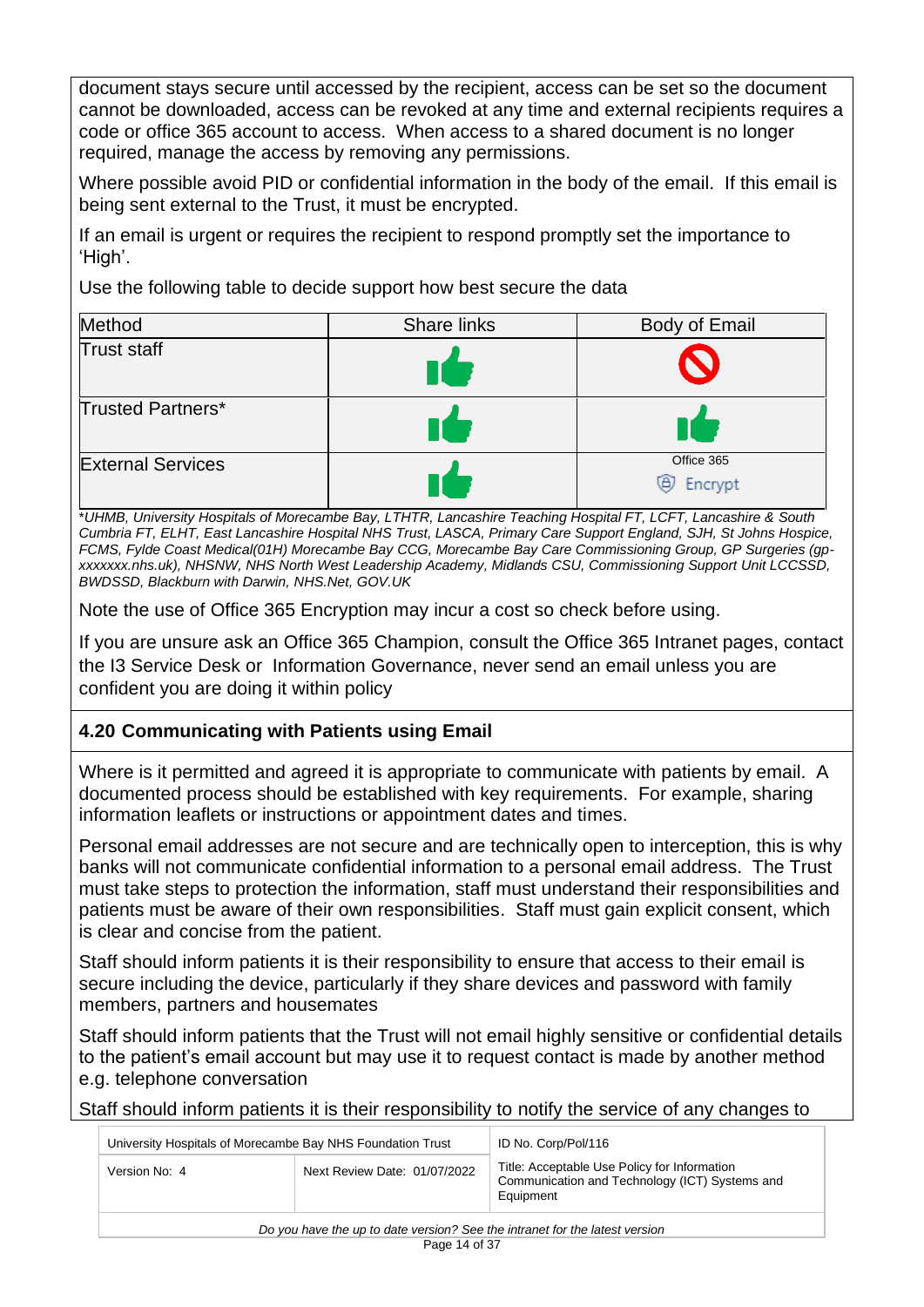document stays secure until accessed by the recipient, access can be set so the document cannot be downloaded, access can be revoked at any time and external recipients requires a code or office 365 account to access. When access to a shared document is no longer required, manage the access by removing any permissions.

Where possible avoid PID or confidential information in the body of the email. If this email is being sent external to the Trust, it must be encrypted.

If an email is urgent or requires the recipient to respond promptly set the importance to 'High'.

Use the following table to decide support how best secure the data

| Method | Share links | Body of Email |
|---|---|---|
| Trust staff | 👍 | 🚫 |
| Trusted Partners* | 👍 | 👍 |
| External Services | 👍 | Office 365 Encrypt |

*UHMB, University Hospitals of Morecambe Bay, LTHTR, Lancashire Teaching Hospital FT, LCFT, Lancashire & South Cumbria FT, ELHT, East Lancashire Hospital NHS Trust, LASCA, Primary Care Support England, SJH, St Johns Hospice, FCMS, Fylde Coast Medical(01H) Morecambe Bay CCG, Morecambe Bay Care Commissioning Group, GP Surgeries (gp-xxxxxxx.nhs.uk), NHSNW, NHS North West Leadership Academy, Midlands CSU, Commissioning Support Unit LCCSSD, BWDSSD, Blackburn with Darwin, NHS.Net, GOV.UK*

Note the use of Office 365 Encryption may incur a cost so check before using.

If you are unsure ask an Office 365 Champion, consult the Office 365 Intranet pages, contact the I3 Service Desk or Information Governance, never send an email unless you are confident you are doing it within policy

### 4.20 Communicating with Patients using Email

Where is it permitted and agreed it is appropriate to communicate with patients by email. A documented process should be established with key requirements. For example, sharing information leaflets or instructions or appointment dates and times.

Personal email addresses are not secure and are technically open to interception, this is why banks will not communicate confidential information to a personal email address. The Trust must take steps to protection the information, staff must understand their responsibilities and patients must be aware of their own responsibilities. Staff must gain explicit consent, which is clear and concise from the patient.

Staff should inform patients it is their responsibility to ensure that access to their email is secure including the device, particularly if they share devices and password with family members, partners and housemates

Staff should inform patients that the Trust will not email highly sensitive or confidential details to the patient's email account but may use it to request contact is made by another method e.g. telephone conversation

Staff should inform patients it is their responsibility to notify the service of any changes to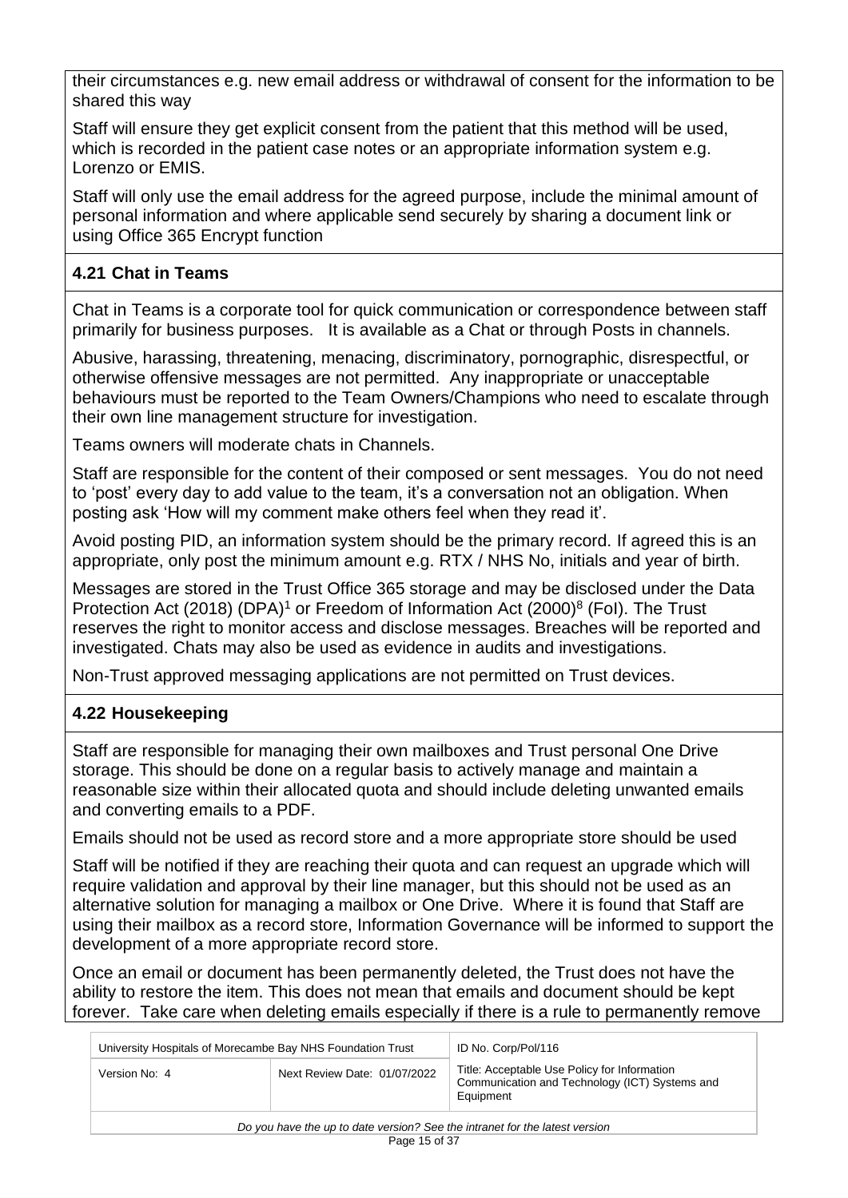their circumstances e.g. new email address or withdrawal of consent for the information to be shared this way

Staff will ensure they get explicit consent from the patient that this method will be used, which is recorded in the patient case notes or an appropriate information system e.g. Lorenzo or EMIS.

Staff will only use the email address for the agreed purpose, include the minimal amount of personal information and where applicable send securely by sharing a document link or using Office 365 Encrypt function

### 4.21 Chat in Teams

Chat in Teams is a corporate tool for quick communication or correspondence between staff primarily for business purposes. It is available as a Chat or through Posts in channels.

Abusive, harassing, threatening, menacing, discriminatory, pornographic, disrespectful, or otherwise offensive messages are not permitted. Any inappropriate or unacceptable behaviours must be reported to the Team Owners/Champions who need to escalate through their own line management structure for investigation.

Teams owners will moderate chats in Channels.

Staff are responsible for the content of their composed or sent messages. You do not need to 'post' every day to add value to the team, it's a conversation not an obligation. When posting ask 'How will my comment make others feel when they read it'.

Avoid posting PID, an information system should be the primary record. If agreed this is an appropriate, only post the minimum amount e.g. RTX / NHS No, initials and year of birth.

Messages are stored in the Trust Office 365 storage and may be disclosed under the Data Protection Act (2018) (DPA)[1] or Freedom of Information Act (2000)[8] (FoI). The Trust reserves the right to monitor access and disclose messages. Breaches will be reported and investigated. Chats may also be used as evidence in audits and investigations.

Non-Trust approved messaging applications are not permitted on Trust devices.

### 4.22 Housekeeping

Staff are responsible for managing their own mailboxes and Trust personal One Drive storage. This should be done on a regular basis to actively manage and maintain a reasonable size within their allocated quota and should include deleting unwanted emails and converting emails to a PDF.

Emails should not be used as record store and a more appropriate store should be used

Staff will be notified if they are reaching their quota and can request an upgrade which will require validation and approval by their line manager, but this should not be used as an alternative solution for managing a mailbox or One Drive. Where it is found that Staff are using their mailbox as a record store, Information Governance will be informed to support the development of a more appropriate record store.

Once an email or document has been permanently deleted, the Trust does not have the ability to restore the item. This does not mean that emails and document should be kept forever. Take care when deleting emails especially if there is a rule to permanently remove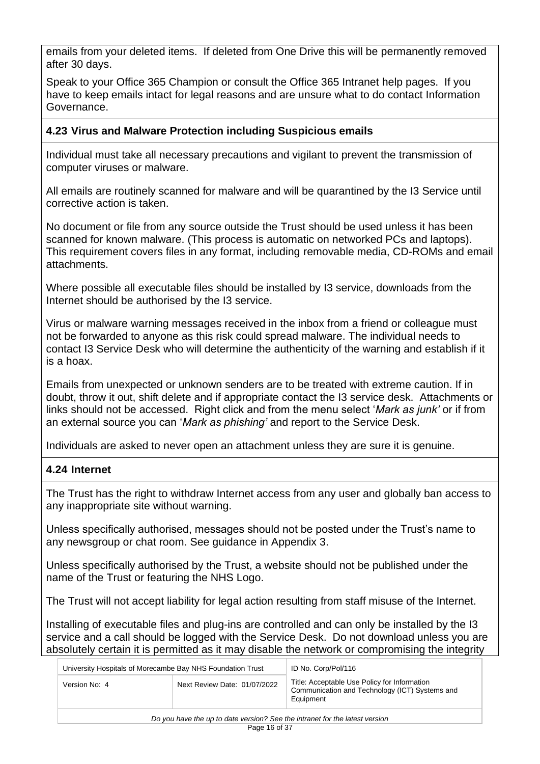emails from your deleted items. If deleted from One Drive this will be permanently removed after 30 days.

Speak to your Office 365 Champion or consult the Office 365 Intranet help pages. If you have to keep emails intact for legal reasons and are unsure what to do contact Information Governance.

### 4.23 Virus and Malware Protection including Suspicious emails

Individual must take all necessary precautions and vigilant to prevent the transmission of computer viruses or malware.

All emails are routinely scanned for malware and will be quarantined by the I3 Service until corrective action is taken.

No document or file from any source outside the Trust should be used unless it has been scanned for known malware. (This process is automatic on networked PCs and laptops). This requirement covers files in any format, including removable media, CD-ROMs and email attachments.

Where possible all executable files should be installed by I3 service, downloads from the Internet should be authorised by the I3 service.

Virus or malware warning messages received in the inbox from a friend or colleague must not be forwarded to anyone as this risk could spread malware. The individual needs to contact I3 Service Desk who will determine the authenticity of the warning and establish if it is a hoax.

Emails from unexpected or unknown senders are to be treated with extreme caution. If in doubt, throw it out, shift delete and if appropriate contact the I3 service desk. Attachments or links should not be accessed. Right click and from the menu select '*Mark as junk'* or if from an external source you can '*Mark as phishing'* and report to the Service Desk.

Individuals are asked to never open an attachment unless they are sure it is genuine.

### 4.24 Internet

The Trust has the right to withdraw Internet access from any user and globally ban access to any inappropriate site without warning.

Unless specifically authorised, messages should not be posted under the Trust's name to any newsgroup or chat room. See guidance in Appendix 3.

Unless specifically authorised by the Trust, a website should not be published under the name of the Trust or featuring the NHS Logo.

The Trust will not accept liability for legal action resulting from staff misuse of the Internet.

Installing of executable files and plug-ins are controlled and can only be installed by the I3 service and a call should be logged with the Service Desk. Do not download unless you are absolutely certain it is permitted as it may disable the network or compromising the integrity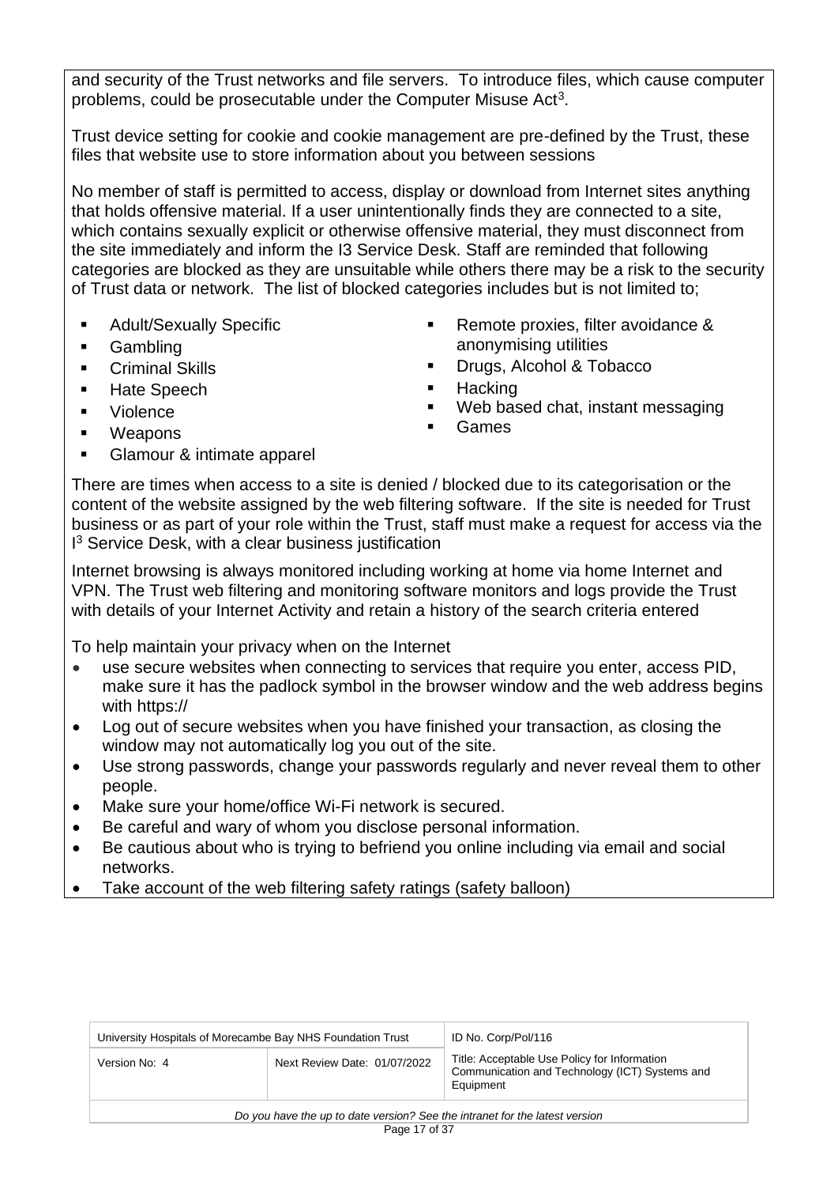and security of the Trust networks and file servers. To introduce files, which cause computer problems, could be prosecutable under the Computer Misuse Act[3].

Trust device setting for cookie and cookie management are pre-defined by the Trust, these files that website use to store information about you between sessions

No member of staff is permitted to access, display or download from Internet sites anything that holds offensive material. If a user unintentionally finds they are connected to a site, which contains sexually explicit or otherwise offensive material, they must disconnect from the site immediately and inform the I3 Service Desk. Staff are reminded that following categories are blocked as they are unsuitable while others there may be a risk to the security of Trust data or network. The list of blocked categories includes but is not limited to;

- Adult/Sexually Specific
- Gambling
- Criminal Skills
- Hate Speech
- Violence
- Weapons
- Glamour & intimate apparel
- Remote proxies, filter avoidance & anonymising utilities
- Drugs, Alcohol & Tobacco
- Hacking
- Web based chat, instant messaging
- Games

There are times when access to a site is denied / blocked due to its categorisation or the content of the website assigned by the web filtering software. If the site is needed for Trust business or as part of your role within the Trust, staff must make a request for access via the I[3] Service Desk, with a clear business justification

Internet browsing is always monitored including working at home via home Internet and VPN. The Trust web filtering and monitoring software monitors and logs provide the Trust with details of your Internet Activity and retain a history of the search criteria entered

To help maintain your privacy when on the Internet

- use secure websites when connecting to services that require you enter, access PID, make sure it has the padlock symbol in the browser window and the web address begins with https://
- Log out of secure websites when you have finished your transaction, as closing the window may not automatically log you out of the site.
- Use strong passwords, change your passwords regularly and never reveal them to other people.
- Make sure your home/office Wi-Fi network is secured.
- Be careful and wary of whom you disclose personal information.
- Be cautious about who is trying to befriend you online including via email and social networks.
- Take account of the web filtering safety ratings (safety balloon)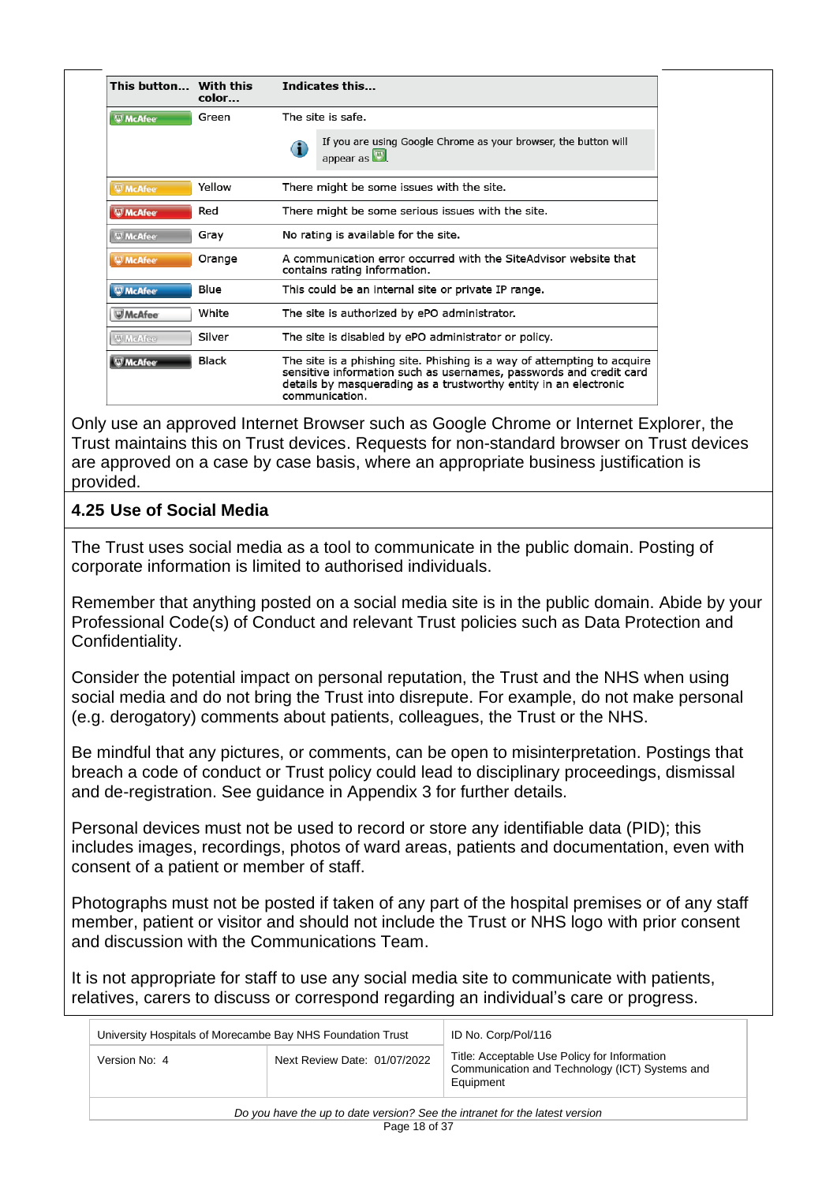| This button… | With this color… | Indicates this… |
|---|---|---|
| McAfee | Green | The site is safe. If you are using Google Chrome as your browser, the button will appear as . |
| McAfee | Yellow | There might be some issues with the site. |
| McAfee | Red | There might be some serious issues with the site. |
| McAfee | Gray | No rating is available for the site. |
| McAfee | Orange | A communication error occurred with the SiteAdvisor website that contains rating information. |
| McAfee | Blue | This could be an internal site or private IP range. |
| McAfee | White | The site is authorized by ePO administrator. |
| McAfee | Silver | The site is disabled by ePO administrator or policy. |
| McAfee | Black | The site is a phishing site. Phishing is a way of attempting to acquire sensitive information such as usernames, passwords and credit card details by masquerading as a trustworthy entity in an electronic communication. |

Only use an approved Internet Browser such as Google Chrome or Internet Explorer, the Trust maintains this on Trust devices. Requests for non-standard browser on Trust devices are approved on a case by case basis, where an appropriate business justification is provided.

## 4.25 Use of Social Media

The Trust uses social media as a tool to communicate in the public domain. Posting of corporate information is limited to authorised individuals.

Remember that anything posted on a social media site is in the public domain. Abide by your Professional Code(s) of Conduct and relevant Trust policies such as Data Protection and Confidentiality.

Consider the potential impact on personal reputation, the Trust and the NHS when using social media and do not bring the Trust into disrepute. For example, do not make personal (e.g. derogatory) comments about patients, colleagues, the Trust or the NHS.

Be mindful that any pictures, or comments, can be open to misinterpretation. Postings that breach a code of conduct or Trust policy could lead to disciplinary proceedings, dismissal and de-registration. See guidance in Appendix 3 for further details.

Personal devices must not be used to record or store any identifiable data (PID); this includes images, recordings, photos of ward areas, patients and documentation, even with consent of a patient or member of staff.

Photographs must not be posted if taken of any part of the hospital premises or of any staff member, patient or visitor and should not include the Trust or NHS logo with prior consent and discussion with the Communications Team.

It is not appropriate for staff to use any social media site to communicate with patients, relatives, carers to discuss or correspond regarding an individual's care or progress.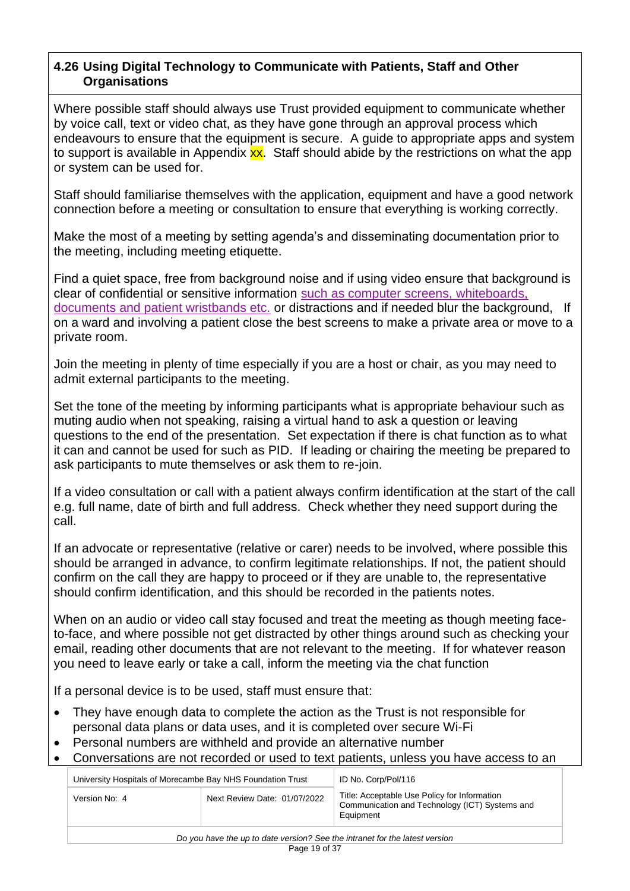## 4.26 Using Digital Technology to Communicate with Patients, Staff and Other Organisations

Where possible staff should always use Trust provided equipment to communicate whether by voice call, text or video chat, as they have gone through an approval process which endeavours to ensure that the equipment is secure. A guide to appropriate apps and system to support is available in Appendix xx. Staff should abide by the restrictions on what the app or system can be used for.

Staff should familiarise themselves with the application, equipment and have a good network connection before a meeting or consultation to ensure that everything is working correctly.

Make the most of a meeting by setting agenda's and disseminating documentation prior to the meeting, including meeting etiquette.

Find a quiet space, free from background noise and if using video ensure that background is clear of confidential or sensitive information such as computer screens, whiteboards, documents and patient wristbands etc. or distractions and if needed blur the background, If on a ward and involving a patient close the best screens to make a private area or move to a private room.

Join the meeting in plenty of time especially if you are a host or chair, as you may need to admit external participants to the meeting.

Set the tone of the meeting by informing participants what is appropriate behaviour such as muting audio when not speaking, raising a virtual hand to ask a question or leaving questions to the end of the presentation. Set expectation if there is chat function as to what it can and cannot be used for such as PID. If leading or chairing the meeting be prepared to ask participants to mute themselves or ask them to re-join.

If a video consultation or call with a patient always confirm identification at the start of the call e.g. full name, date of birth and full address. Check whether they need support during the call.

If an advocate or representative (relative or carer) needs to be involved, where possible this should be arranged in advance, to confirm legitimate relationships. If not, the patient should confirm on the call they are happy to proceed or if they are unable to, the representative should confirm identification, and this should be recorded in the patients notes.

When on an audio or video call stay focused and treat the meeting as though meeting face-to-face, and where possible not get distracted by other things around such as checking your email, reading other documents that are not relevant to the meeting. If for whatever reason you need to leave early or take a call, inform the meeting via the chat function

If a personal device is to be used, staff must ensure that:

- They have enough data to complete the action as the Trust is not responsible for personal data plans or data uses, and it is completed over secure Wi-Fi
- Personal numbers are withheld and provide an alternative number
- Conversations are not recorded or used to text patients, unless you have access to an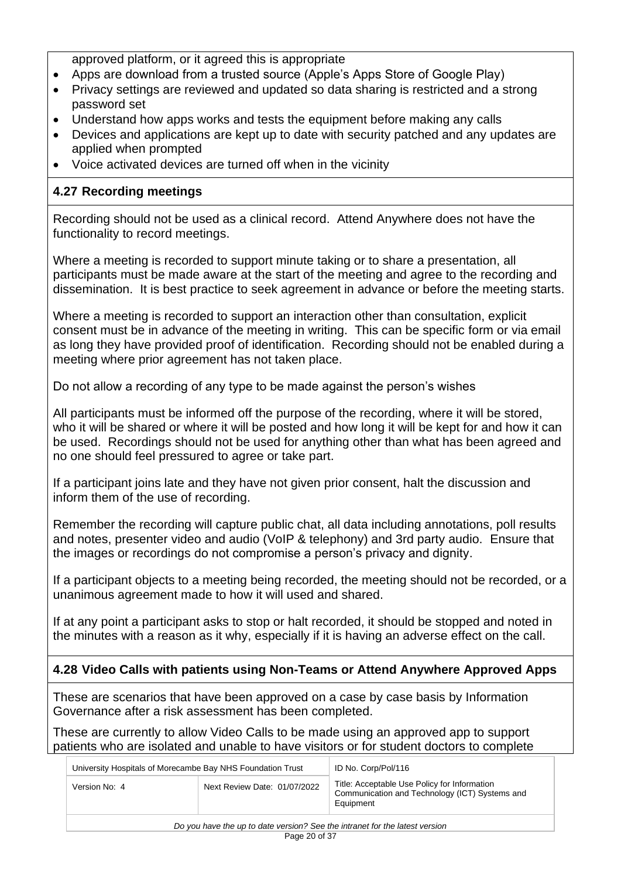approved platform, or it agreed this is appropriate

- Apps are download from a trusted source (Apple's Apps Store of Google Play)
- Privacy settings are reviewed and updated so data sharing is restricted and a strong password set
- Understand how apps works and tests the equipment before making any calls
- Devices and applications are kept up to date with security patched and any updates are applied when prompted
- Voice activated devices are turned off when in the vicinity

### 4.27 Recording meetings

Recording should not be used as a clinical record. Attend Anywhere does not have the functionality to record meetings.

Where a meeting is recorded to support minute taking or to share a presentation, all participants must be made aware at the start of the meeting and agree to the recording and dissemination. It is best practice to seek agreement in advance or before the meeting starts.

Where a meeting is recorded to support an interaction other than consultation, explicit consent must be in advance of the meeting in writing. This can be specific form or via email as long they have provided proof of identification. Recording should not be enabled during a meeting where prior agreement has not taken place.

Do not allow a recording of any type to be made against the person's wishes

All participants must be informed off the purpose of the recording, where it will be stored, who it will be shared or where it will be posted and how long it will be kept for and how it can be used. Recordings should not be used for anything other than what has been agreed and no one should feel pressured to agree or take part.

If a participant joins late and they have not given prior consent, halt the discussion and inform them of the use of recording.

Remember the recording will capture public chat, all data including annotations, poll results and notes, presenter video and audio (VoIP & telephony) and 3rd party audio. Ensure that the images or recordings do not compromise a person's privacy and dignity.

If a participant objects to a meeting being recorded, the meeting should not be recorded, or a unanimous agreement made to how it will used and shared.

If at any point a participant asks to stop or halt recorded, it should be stopped and noted in the minutes with a reason as it why, especially if it is having an adverse effect on the call.

### 4.28 Video Calls with patients using Non-Teams or Attend Anywhere Approved Apps

These are scenarios that have been approved on a case by case basis by Information Governance after a risk assessment has been completed.

These are currently to allow Video Calls to be made using an approved app to support patients who are isolated and unable to have visitors or for student doctors to complete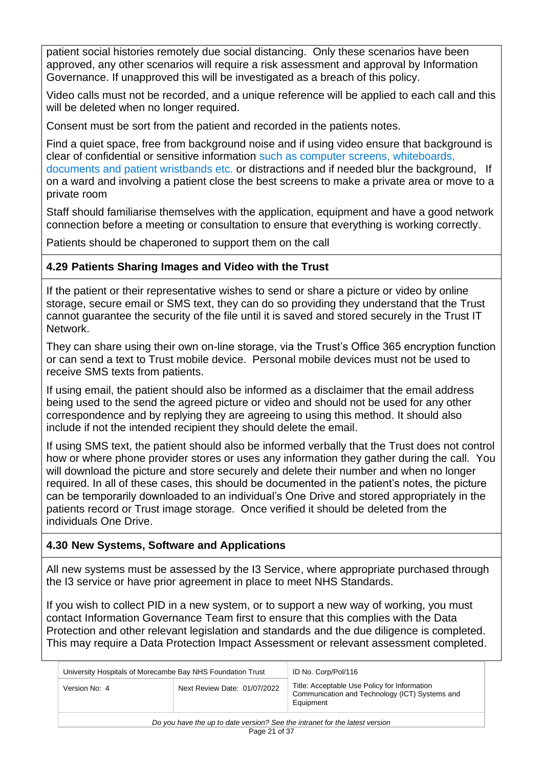patient social histories remotely due social distancing. Only these scenarios have been approved, any other scenarios will require a risk assessment and approval by Information Governance. If unapproved this will be investigated as a breach of this policy.

Video calls must not be recorded, and a unique reference will be applied to each call and this will be deleted when no longer required.

Consent must be sort from the patient and recorded in the patients notes.

Find a quiet space, free from background noise and if using video ensure that background is clear of confidential or sensitive information such as computer screens, whiteboards, documents and patient wristbands etc. or distractions and if needed blur the background, If on a ward and involving a patient close the best screens to make a private area or move to a private room

Staff should familiarise themselves with the application, equipment and have a good network connection before a meeting or consultation to ensure that everything is working correctly.

Patients should be chaperoned to support them on the call

### 4.29 Patients Sharing Images and Video with the Trust

If the patient or their representative wishes to send or share a picture or video by online storage, secure email or SMS text, they can do so providing they understand that the Trust cannot guarantee the security of the file until it is saved and stored securely in the Trust IT Network.

They can share using their own on-line storage, via the Trust's Office 365 encryption function or can send a text to Trust mobile device. Personal mobile devices must not be used to receive SMS texts from patients.

If using email, the patient should also be informed as a disclaimer that the email address being used to the send the agreed picture or video and should not be used for any other correspondence and by replying they are agreeing to using this method. It should also include if not the intended recipient they should delete the email.

If using SMS text, the patient should also be informed verbally that the Trust does not control how or where phone provider stores or uses any information they gather during the call. You will download the picture and store securely and delete their number and when no longer required. In all of these cases, this should be documented in the patient's notes, the picture can be temporarily downloaded to an individual's One Drive and stored appropriately in the patients record or Trust image storage. Once verified it should be deleted from the individuals One Drive.

### 4.30 New Systems, Software and Applications

All new systems must be assessed by the I3 Service, where appropriate purchased through the I3 service or have prior agreement in place to meet NHS Standards.

If you wish to collect PID in a new system, or to support a new way of working, you must contact Information Governance Team first to ensure that this complies with the Data Protection and other relevant legislation and standards and the due diligence is completed. This may require a Data Protection Impact Assessment or relevant assessment completed.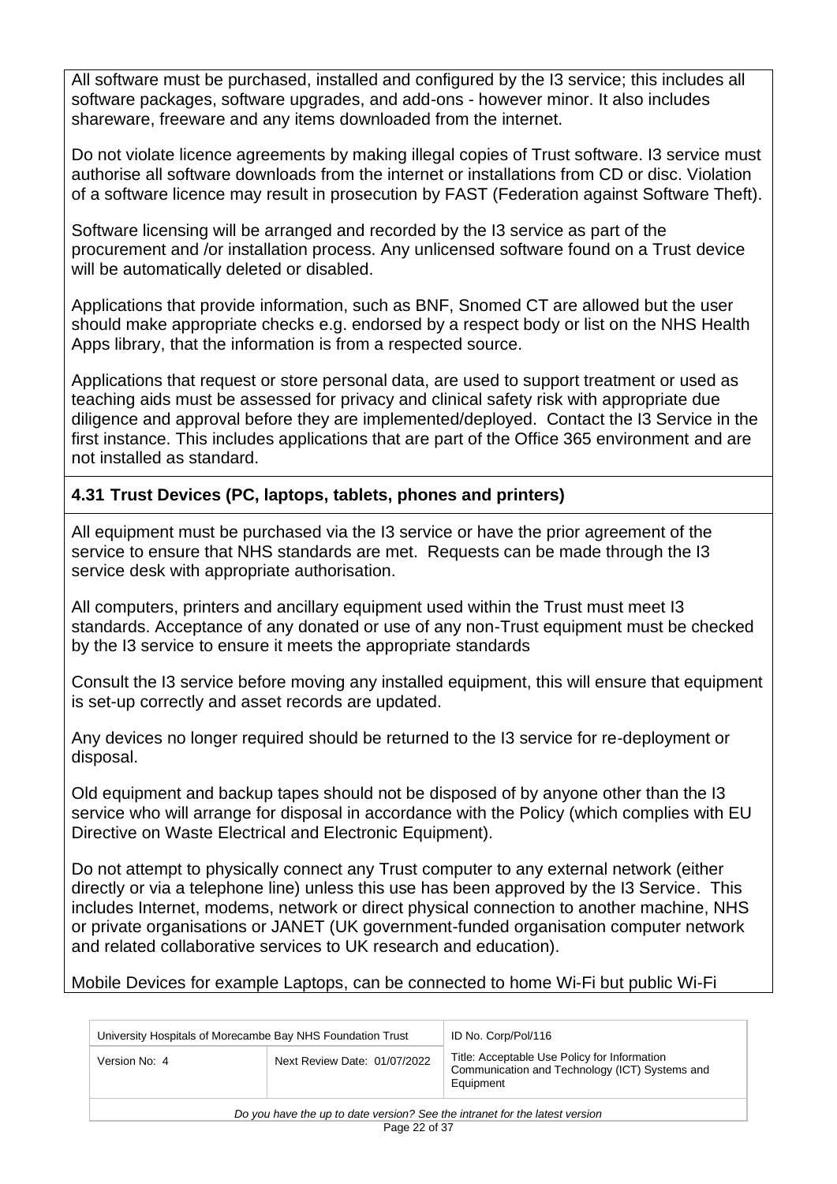All software must be purchased, installed and configured by the I3 service; this includes all software packages, software upgrades, and add-ons - however minor. It also includes shareware, freeware and any items downloaded from the internet.

Do not violate licence agreements by making illegal copies of Trust software. I3 service must authorise all software downloads from the internet or installations from CD or disc. Violation of a software licence may result in prosecution by FAST (Federation against Software Theft).

Software licensing will be arranged and recorded by the I3 service as part of the procurement and /or installation process. Any unlicensed software found on a Trust device will be automatically deleted or disabled.

Applications that provide information, such as BNF, Snomed CT are allowed but the user should make appropriate checks e.g. endorsed by a respect body or list on the NHS Health Apps library, that the information is from a respected source.

Applications that request or store personal data, are used to support treatment or used as teaching aids must be assessed for privacy and clinical safety risk with appropriate due diligence and approval before they are implemented/deployed. Contact the I3 Service in the first instance. This includes applications that are part of the Office 365 environment and are not installed as standard.

### 4.31 Trust Devices (PC, laptops, tablets, phones and printers)

All equipment must be purchased via the I3 service or have the prior agreement of the service to ensure that NHS standards are met. Requests can be made through the I3 service desk with appropriate authorisation.

All computers, printers and ancillary equipment used within the Trust must meet I3 standards. Acceptance of any donated or use of any non-Trust equipment must be checked by the I3 service to ensure it meets the appropriate standards

Consult the I3 service before moving any installed equipment, this will ensure that equipment is set-up correctly and asset records are updated.

Any devices no longer required should be returned to the I3 service for re-deployment or disposal.

Old equipment and backup tapes should not be disposed of by anyone other than the I3 service who will arrange for disposal in accordance with the Policy (which complies with EU Directive on Waste Electrical and Electronic Equipment).

Do not attempt to physically connect any Trust computer to any external network (either directly or via a telephone line) unless this use has been approved by the I3 Service. This includes Internet, modems, network or direct physical connection to another machine, NHS or private organisations or JANET (UK government-funded organisation computer network and related collaborative services to UK research and education).

Mobile Devices for example Laptops, can be connected to home Wi-Fi but public Wi-Fi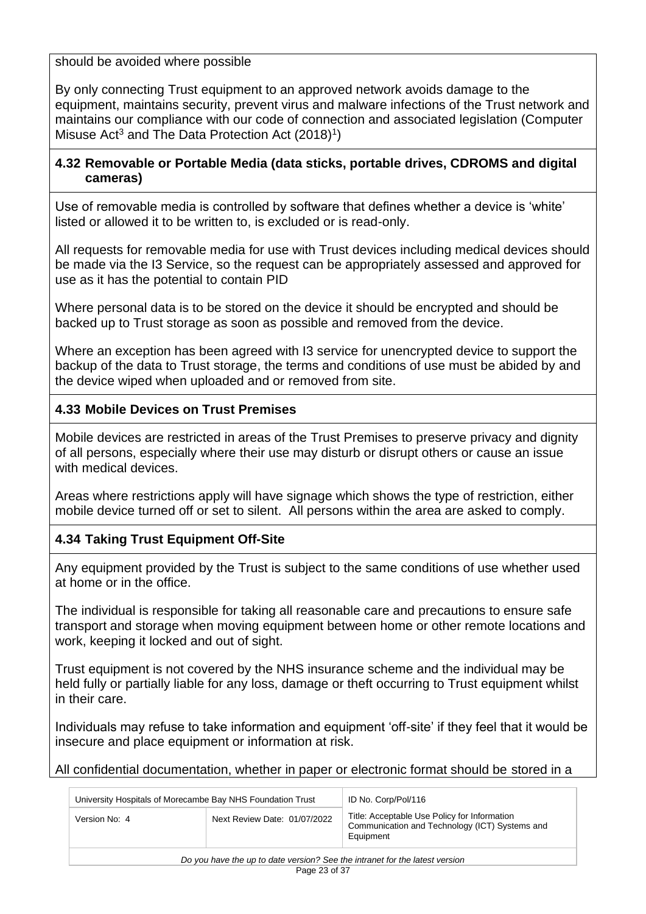should be avoided where possible

By only connecting Trust equipment to an approved network avoids damage to the equipment, maintains security, prevent virus and malware infections of the Trust network and maintains our compliance with our code of connection and associated legislation (Computer Misuse Act[3] and The Data Protection Act (2018)[1])

### 4.32 Removable or Portable Media (data sticks, portable drives, CDROMS and digital cameras)

Use of removable media is controlled by software that defines whether a device is 'white' listed or allowed it to be written to, is excluded or is read-only.

All requests for removable media for use with Trust devices including medical devices should be made via the I3 Service, so the request can be appropriately assessed and approved for use as it has the potential to contain PID

Where personal data is to be stored on the device it should be encrypted and should be backed up to Trust storage as soon as possible and removed from the device.

Where an exception has been agreed with I3 service for unencrypted device to support the backup of the data to Trust storage, the terms and conditions of use must be abided by and the device wiped when uploaded and or removed from site.

### 4.33 Mobile Devices on Trust Premises

Mobile devices are restricted in areas of the Trust Premises to preserve privacy and dignity of all persons, especially where their use may disturb or disrupt others or cause an issue with medical devices.

Areas where restrictions apply will have signage which shows the type of restriction, either mobile device turned off or set to silent. All persons within the area are asked to comply.

### 4.34 Taking Trust Equipment Off-Site

Any equipment provided by the Trust is subject to the same conditions of use whether used at home or in the office.

The individual is responsible for taking all reasonable care and precautions to ensure safe transport and storage when moving equipment between home or other remote locations and work, keeping it locked and out of sight.

Trust equipment is not covered by the NHS insurance scheme and the individual may be held fully or partially liable for any loss, damage or theft occurring to Trust equipment whilst in their care.

Individuals may refuse to take information and equipment 'off-site' if they feel that it would be insecure and place equipment or information at risk.

All confidential documentation, whether in paper or electronic format should be stored in a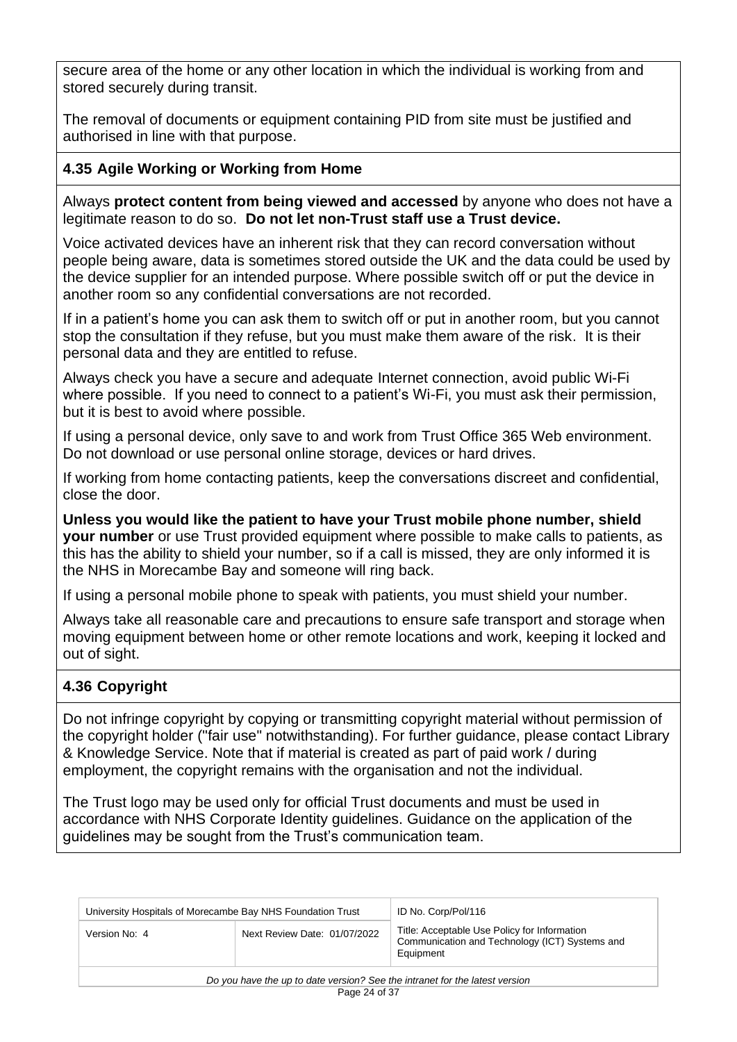secure area of the home or any other location in which the individual is working from and stored securely during transit.

The removal of documents or equipment containing PID from site must be justified and authorised in line with that purpose.

### 4.35 Agile Working or Working from Home

Always **protect content from being viewed and accessed** by anyone who does not have a legitimate reason to do so. **Do not let non-Trust staff use a Trust device.**

Voice activated devices have an inherent risk that they can record conversation without people being aware, data is sometimes stored outside the UK and the data could be used by the device supplier for an intended purpose. Where possible switch off or put the device in another room so any confidential conversations are not recorded.

If in a patient's home you can ask them to switch off or put in another room, but you cannot stop the consultation if they refuse, but you must make them aware of the risk. It is their personal data and they are entitled to refuse.

Always check you have a secure and adequate Internet connection, avoid public Wi-Fi where possible. If you need to connect to a patient's Wi-Fi, you must ask their permission, but it is best to avoid where possible.

If using a personal device, only save to and work from Trust Office 365 Web environment. Do not download or use personal online storage, devices or hard drives.

If working from home contacting patients, keep the conversations discreet and confidential, close the door.

**Unless you would like the patient to have your Trust mobile phone number, shield your number** or use Trust provided equipment where possible to make calls to patients, as this has the ability to shield your number, so if a call is missed, they are only informed it is the NHS in Morecambe Bay and someone will ring back.

If using a personal mobile phone to speak with patients, you must shield your number.

Always take all reasonable care and precautions to ensure safe transport and storage when moving equipment between home or other remote locations and work, keeping it locked and out of sight.

### 4.36 Copyright

Do not infringe copyright by copying or transmitting copyright material without permission of the copyright holder ("fair use" notwithstanding). For further guidance, please contact Library & Knowledge Service. Note that if material is created as part of paid work / during employment, the copyright remains with the organisation and not the individual.

The Trust logo may be used only for official Trust documents and must be used in accordance with NHS Corporate Identity guidelines. Guidance on the application of the guidelines may be sought from the Trust's communication team.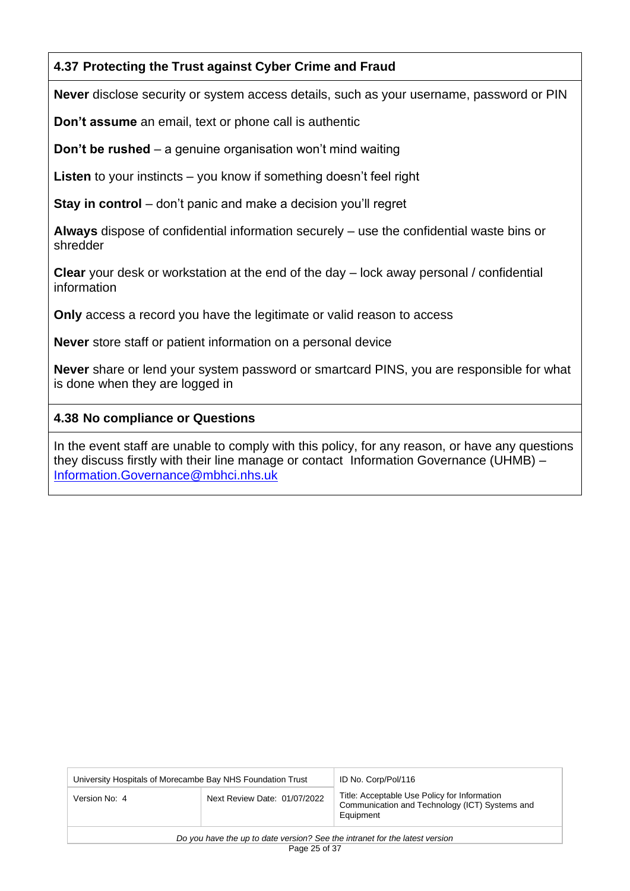### 4.37 Protecting the Trust against Cyber Crime and Fraud

**Never** disclose security or system access details, such as your username, password or PIN

**Don't assume** an email, text or phone call is authentic

**Don't be rushed** – a genuine organisation won't mind waiting

**Listen** to your instincts – you know if something doesn't feel right

**Stay in control** – don't panic and make a decision you'll regret

**Always** dispose of confidential information securely – use the confidential waste bins or shredder

**Clear** your desk or workstation at the end of the day – lock away personal / confidential information

**Only** access a record you have the legitimate or valid reason to access

**Never** store staff or patient information on a personal device

**Never** share or lend your system password or smartcard PINS, you are responsible for what is done when they are logged in

### 4.38 No compliance or Questions

In the event staff are unable to comply with this policy, for any reason, or have any questions they discuss firstly with their line manage or contact Information Governance (UHMB) – Information.Governance@mbhci.nhs.uk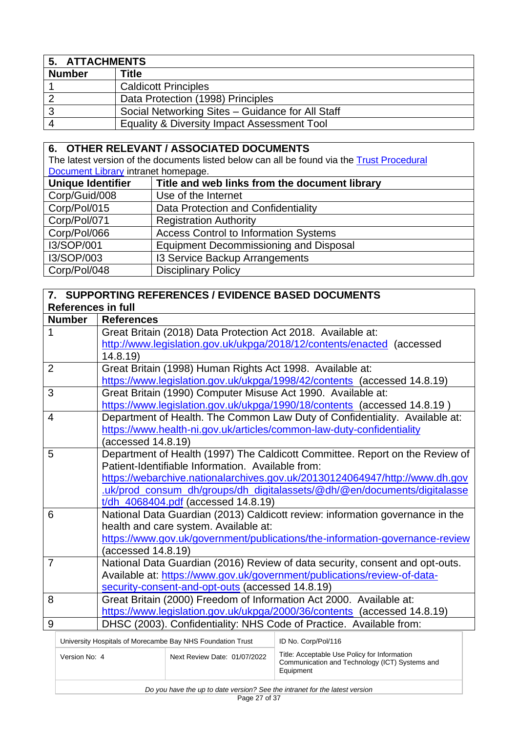## 5. ATTACHMENTS

| Number | Title |
|---|---|
| 1 | Caldicott Principles |
| 2 | Data Protection (1998) Principles |
| 3 | Social Networking Sites – Guidance for All Staff |
| 4 | Equality & Diversity Impact Assessment Tool |

## 6. OTHER RELEVANT / ASSOCIATED DOCUMENTS

The latest version of the documents listed below can all be found via the Trust Procedural Document Library intranet homepage.

| Unique Identifier | Title and web links from the document library |
|---|---|
| Corp/Guid/008 | Use of the Internet |
| Corp/Pol/015 | Data Protection and Confidentiality |
| Corp/Pol/071 | Registration Authority |
| Corp/Pol/066 | Access Control to Information Systems |
| I3/SOP/001 | Equipment Decommissioning and Disposal |
| I3/SOP/003 | I3 Service Backup Arrangements |
| Corp/Pol/048 | Disciplinary Policy |

## 7. SUPPORTING REFERENCES / EVIDENCE BASED DOCUMENTS

**References in full**

| Number | References |
|---|---|
| 1 | Great Britain (2018) Data Protection Act 2018. Available at: http://www.legislation.gov.uk/ukpga/2018/12/contents/enacted (accessed 14.8.19) |
| 2 | Great Britain (1998) Human Rights Act 1998. Available at: https://www.legislation.gov.uk/ukpga/1998/42/contents (accessed 14.8.19) |
| 3 | Great Britain (1990) Computer Misuse Act 1990. Available at: https://www.legislation.gov.uk/ukpga/1990/18/contents (accessed 14.8.19 ) |
| 4 | Department of Health. The Common Law Duty of Confidentiality. Available at: https://www.health-ni.gov.uk/articles/common-law-duty-confidentiality (accessed 14.8.19) |
| 5 | Department of Health (1997) The Caldicott Committee. Report on the Review of Patient-Identifiable Information. Available from: https://webarchive.nationalarchives.gov.uk/20130124064947/http://www.dh.gov.uk/prod_consum_dh/groups/dh_digitalassets/@dh/@en/documents/digitalasset/dh_4068404.pdf (accessed 14.8.19) |
| 6 | National Data Guardian (2013) Caldicott review: information governance in the health and care system. Available at: https://www.gov.uk/government/publications/the-information-governance-review (accessed 14.8.19) |
| 7 | National Data Guardian (2016) Review of data security, consent and opt-outs. Available at: https://www.gov.uk/government/publications/review-of-data-security-consent-and-opt-outs (accessed 14.8.19) |
| 8 | Great Britain (2000) Freedom of Information Act 2000. Available at: https://www.legislation.gov.uk/ukpga/2000/36/contents (accessed 14.8.19) |
| 9 | DHSC (2003). Confidentiality: NHS Code of Practice. Available from: |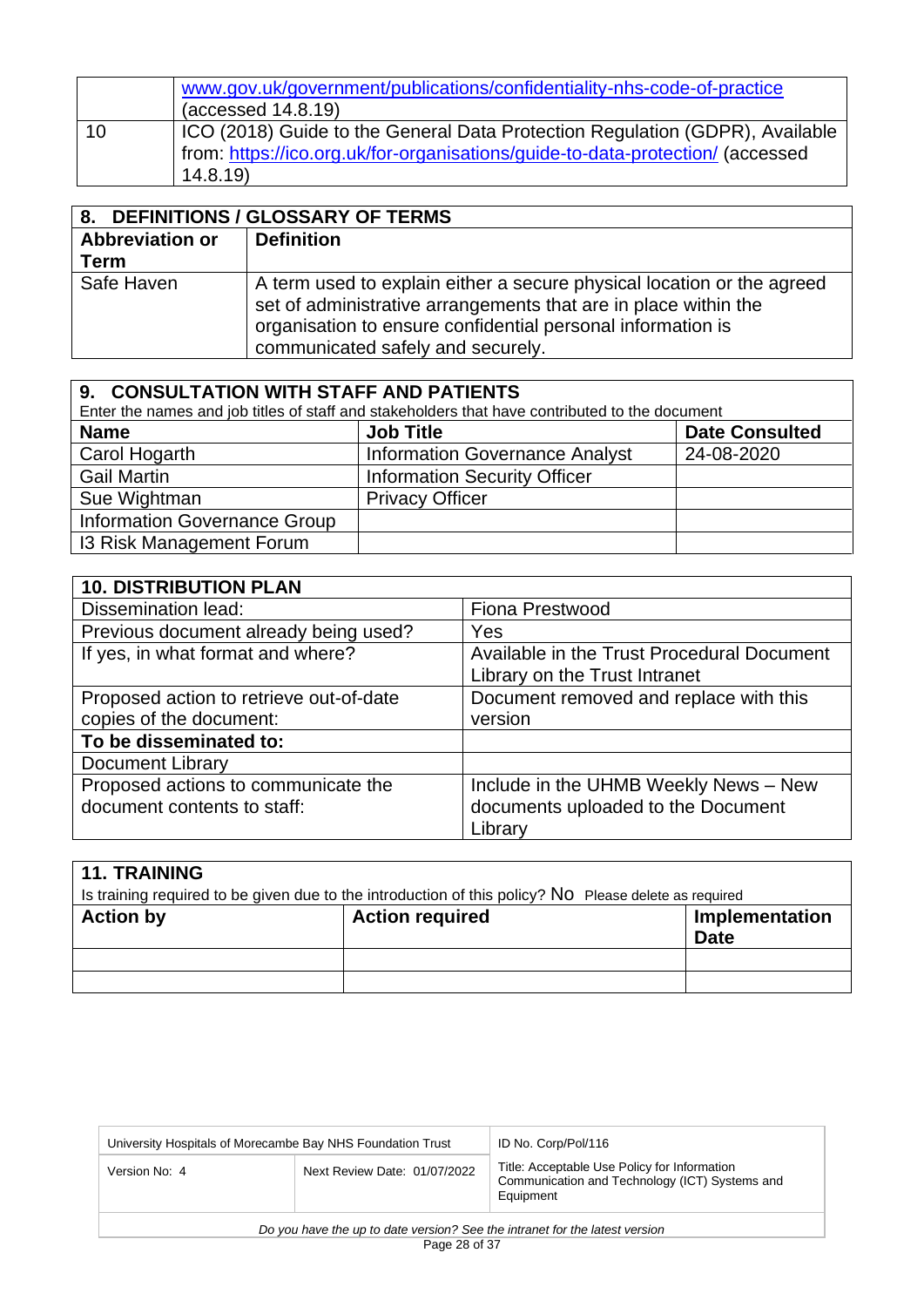| | |
|---|---|
| | www.gov.uk/government/publications/confidentiality-nhs-code-of-practice (accessed 14.8.19) |
| 10 | ICO (2018) Guide to the General Data Protection Regulation (GDPR), Available from: https://ico.org.uk/for-organisations/guide-to-data-protection/ (accessed 14.8.19) |

## 8. DEFINITIONS / GLOSSARY OF TERMS

| Abbreviation or Term | Definition |
|---|---|
| Safe Haven | A term used to explain either a secure physical location or the agreed set of administrative arrangements that are in place within the organisation to ensure confidential personal information is communicated safely and securely. |

## 9. CONSULTATION WITH STAFF AND PATIENTS

Enter the names and job titles of staff and stakeholders that have contributed to the document

| Name | Job Title | Date Consulted |
|---|---|---|
| Carol Hogarth | Information Governance Analyst | 24-08-2020 |
| Gail Martin | Information Security Officer | |
| Sue Wightman | Privacy Officer | |
| Information Governance Group | | |
| I3 Risk Management Forum | | |

## 10. DISTRIBUTION PLAN

| | |
|---|---|
| Dissemination lead: | Fiona Prestwood |
| Previous document already being used? | Yes |
| If yes, in what format and where? | Available in the Trust Procedural Document Library on the Trust Intranet |
| Proposed action to retrieve out-of-date copies of the document: | Document removed and replace with this version |
| **To be disseminated to:** | |
| Document Library | |
| Proposed actions to communicate the document contents to staff: | Include in the UHMB Weekly News – New documents uploaded to the Document Library |

## 11. TRAINING

Is training required to be given due to the introduction of this policy? No Please delete as required

| Action by | Action required | Implementation Date |
|---|---|---|
| | | |
| | | |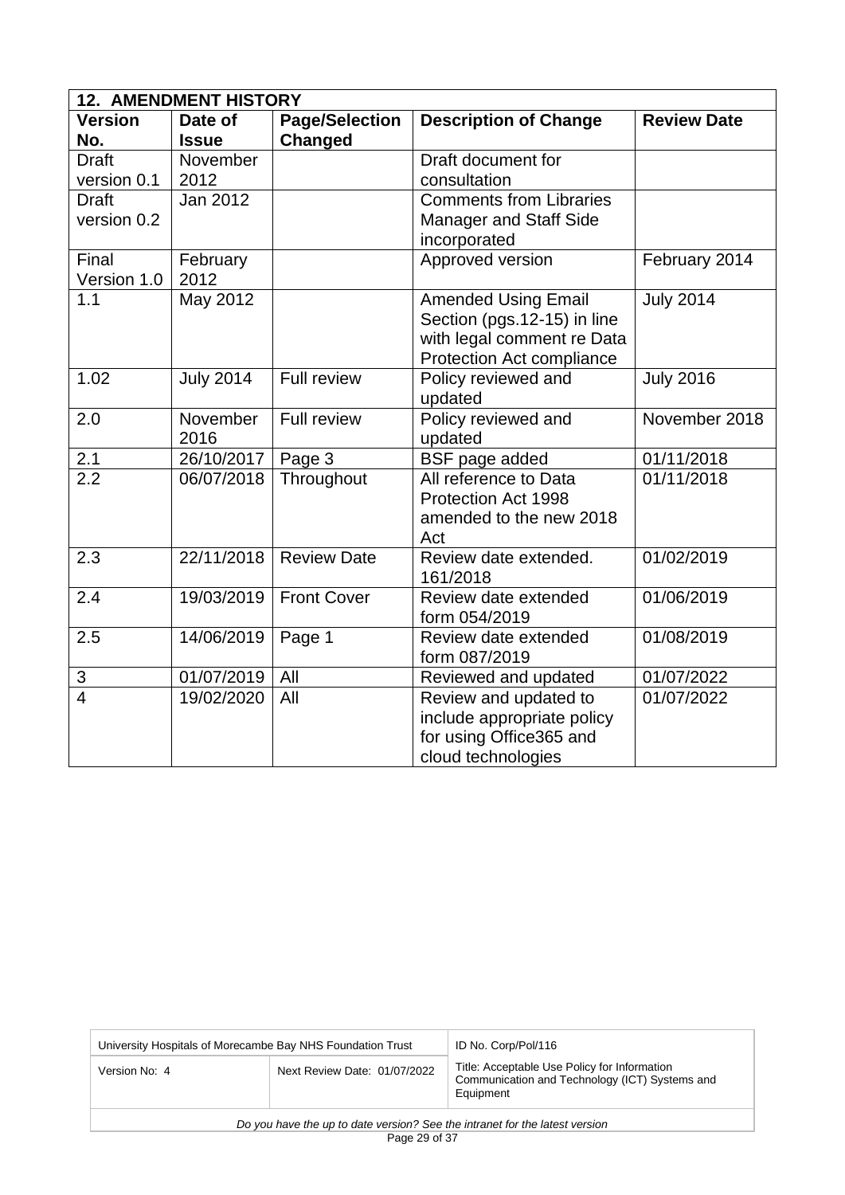## 12. AMENDMENT HISTORY

| Version No. | Date of Issue | Page/Selection Changed | Description of Change | Review Date |
|---|---|---|---|---|
| Draft version 0.1 | November 2012 | | Draft document for consultation | |
| Draft version 0.2 | Jan 2012 | | Comments from Libraries Manager and Staff Side incorporated | |
| Final Version 1.0 | February 2012 | | Approved version | February 2014 |
| 1.1 | May 2012 | | Amended Using Email Section (pgs.12-15) in line with legal comment re Data Protection Act compliance | July 2014 |
| 1.02 | July 2014 | Full review | Policy reviewed and updated | July 2016 |
| 2.0 | November 2016 | Full review | Policy reviewed and updated | November 2018 |
| 2.1 | 26/10/2017 | Page 3 | BSF page added | 01/11/2018 |
| 2.2 | 06/07/2018 | Throughout | All reference to Data Protection Act 1998 amended to the new 2018 Act | 01/11/2018 |
| 2.3 | 22/11/2018 | Review Date | Review date extended. 161/2018 | 01/02/2019 |
| 2.4 | 19/03/2019 | Front Cover | Review date extended form 054/2019 | 01/06/2019 |
| 2.5 | 14/06/2019 | Page 1 | Review date extended form 087/2019 | 01/08/2019 |
| 3 | 01/07/2019 | All | Reviewed and updated | 01/07/2022 |
| 4 | 19/02/2020 | All | Review and updated to include appropriate policy for using Office365 and cloud technologies | 01/07/2022 |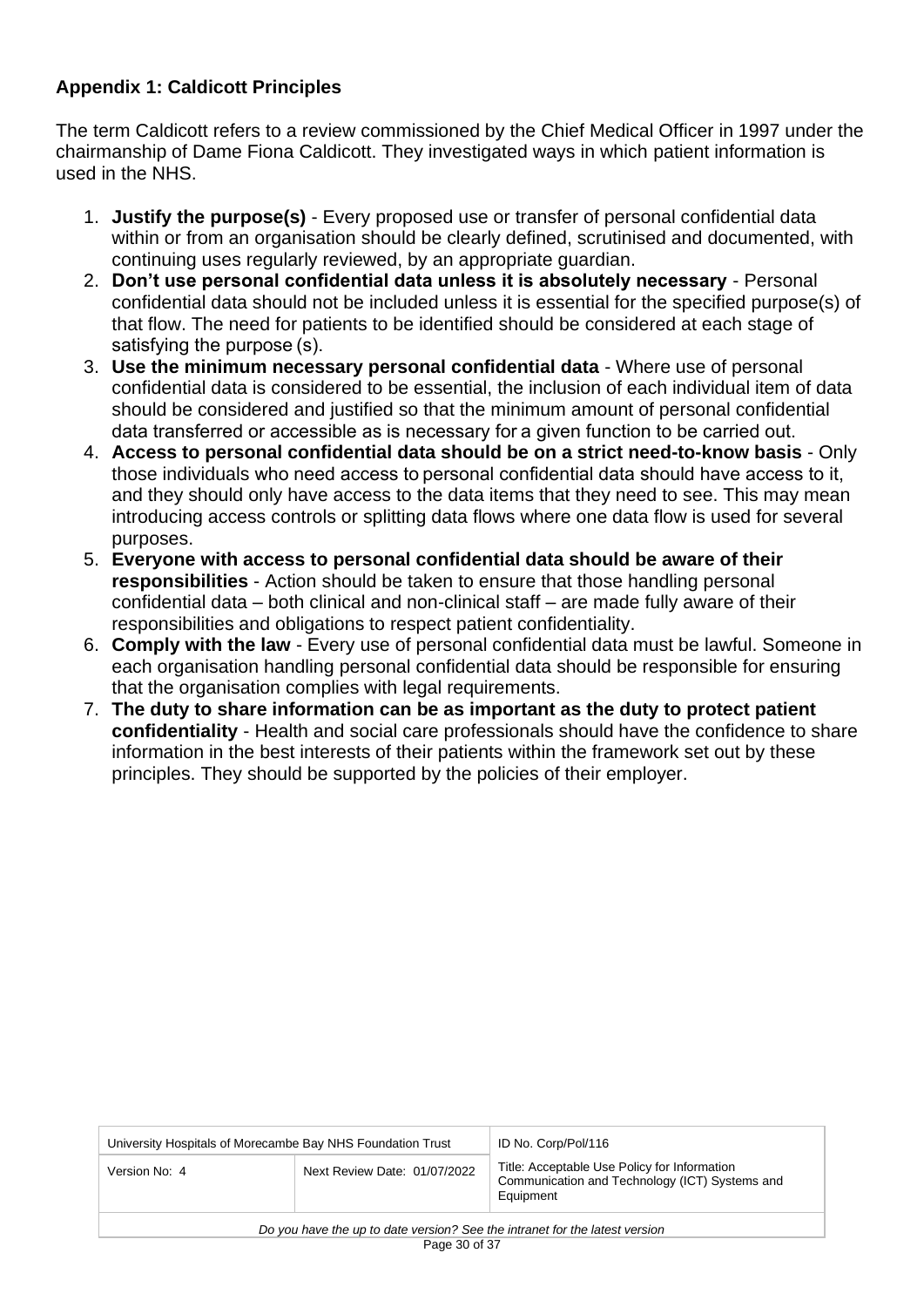**Appendix 1: Caldicott Principles**

The term Caldicott refers to a review commissioned by the Chief Medical Officer in 1997 under the chairmanship of Dame Fiona Caldicott. They investigated ways in which patient information is used in the NHS.

1. **Justify the purpose(s)** - Every proposed use or transfer of personal confidential data within or from an organisation should be clearly defined, scrutinised and documented, with continuing uses regularly reviewed, by an appropriate guardian.
2. **Don't use personal confidential data unless it is absolutely necessary** - Personal confidential data should not be included unless it is essential for the specified purpose(s) of that flow. The need for patients to be identified should be considered at each stage of satisfying the purpose (s).
3. **Use the minimum necessary personal confidential data** - Where use of personal confidential data is considered to be essential, the inclusion of each individual item of data should be considered and justified so that the minimum amount of personal confidential data transferred or accessible as is necessary for a given function to be carried out.
4. **Access to personal confidential data should be on a strict need-to-know basis** - Only those individuals who need access to personal confidential data should have access to it, and they should only have access to the data items that they need to see. This may mean introducing access controls or splitting data flows where one data flow is used for several purposes.
5. **Everyone with access to personal confidential data should be aware of their responsibilities** - Action should be taken to ensure that those handling personal confidential data – both clinical and non-clinical staff – are made fully aware of their responsibilities and obligations to respect patient confidentiality.
6. **Comply with the law** - Every use of personal confidential data must be lawful. Someone in each organisation handling personal confidential data should be responsible for ensuring that the organisation complies with legal requirements.
7. **The duty to share information can be as important as the duty to protect patient confidentiality** - Health and social care professionals should have the confidence to share information in the best interests of their patients within the framework set out by these principles. They should be supported by the policies of their employer.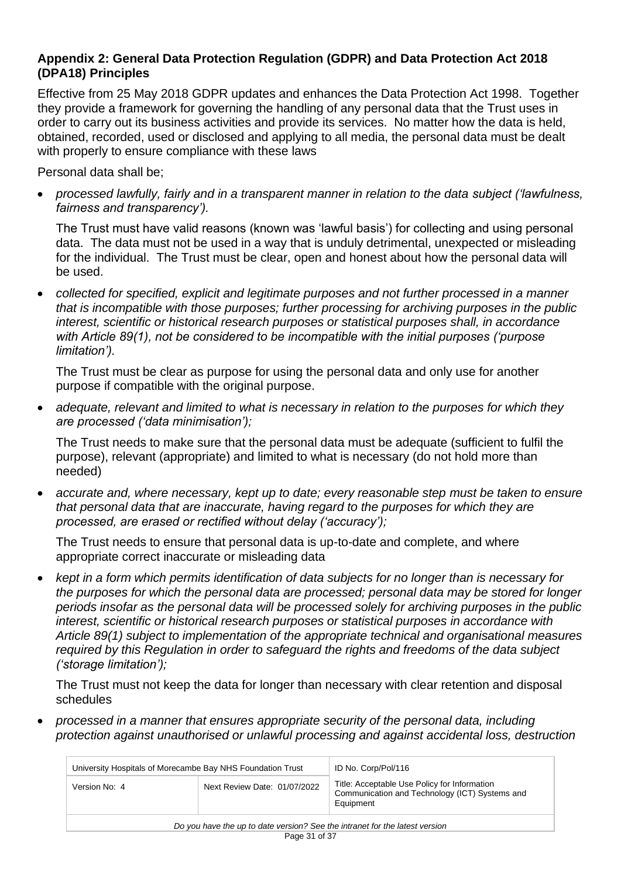### Appendix 2: General Data Protection Regulation (GDPR) and Data Protection Act 2018 (DPA18) Principles

Effective from 25 May 2018 GDPR updates and enhances the Data Protection Act 1998. Together they provide a framework for governing the handling of any personal data that the Trust uses in order to carry out its business activities and provide its services. No matter how the data is held, obtained, recorded, used or disclosed and applying to all media, the personal data must be dealt with properly to ensure compliance with these laws

Personal data shall be;

- *processed lawfully, fairly and in a transparent manner in relation to the data subject ('lawfulness, fairness and transparency').*

  The Trust must have valid reasons (known was 'lawful basis') for collecting and using personal data. The data must not be used in a way that is unduly detrimental, unexpected or misleading for the individual. The Trust must be clear, open and honest about how the personal data will be used.

- *collected for specified, explicit and legitimate purposes and not further processed in a manner that is incompatible with those purposes; further processing for archiving purposes in the public interest, scientific or historical research purposes or statistical purposes shall, in accordance with Article 89(1), not be considered to be incompatible with the initial purposes ('purpose limitation').*

  The Trust must be clear as purpose for using the personal data and only use for another purpose if compatible with the original purpose.

- *adequate, relevant and limited to what is necessary in relation to the purposes for which they are processed ('data minimisation');*

  The Trust needs to make sure that the personal data must be adequate (sufficient to fulfil the purpose), relevant (appropriate) and limited to what is necessary (do not hold more than needed)

- *accurate and, where necessary, kept up to date; every reasonable step must be taken to ensure that personal data that are inaccurate, having regard to the purposes for which they are processed, are erased or rectified without delay ('accuracy');*

  The Trust needs to ensure that personal data is up-to-date and complete, and where appropriate correct inaccurate or misleading data

- *kept in a form which permits identification of data subjects for no longer than is necessary for the purposes for which the personal data are processed; personal data may be stored for longer periods insofar as the personal data will be processed solely for archiving purposes in the public interest, scientific or historical research purposes or statistical purposes in accordance with Article 89(1) subject to implementation of the appropriate technical and organisational measures required by this Regulation in order to safeguard the rights and freedoms of the data subject ('storage limitation');*

  The Trust must not keep the data for longer than necessary with clear retention and disposal schedules

- *processed in a manner that ensures appropriate security of the personal data, including protection against unauthorised or unlawful processing and against accidental loss, destruction*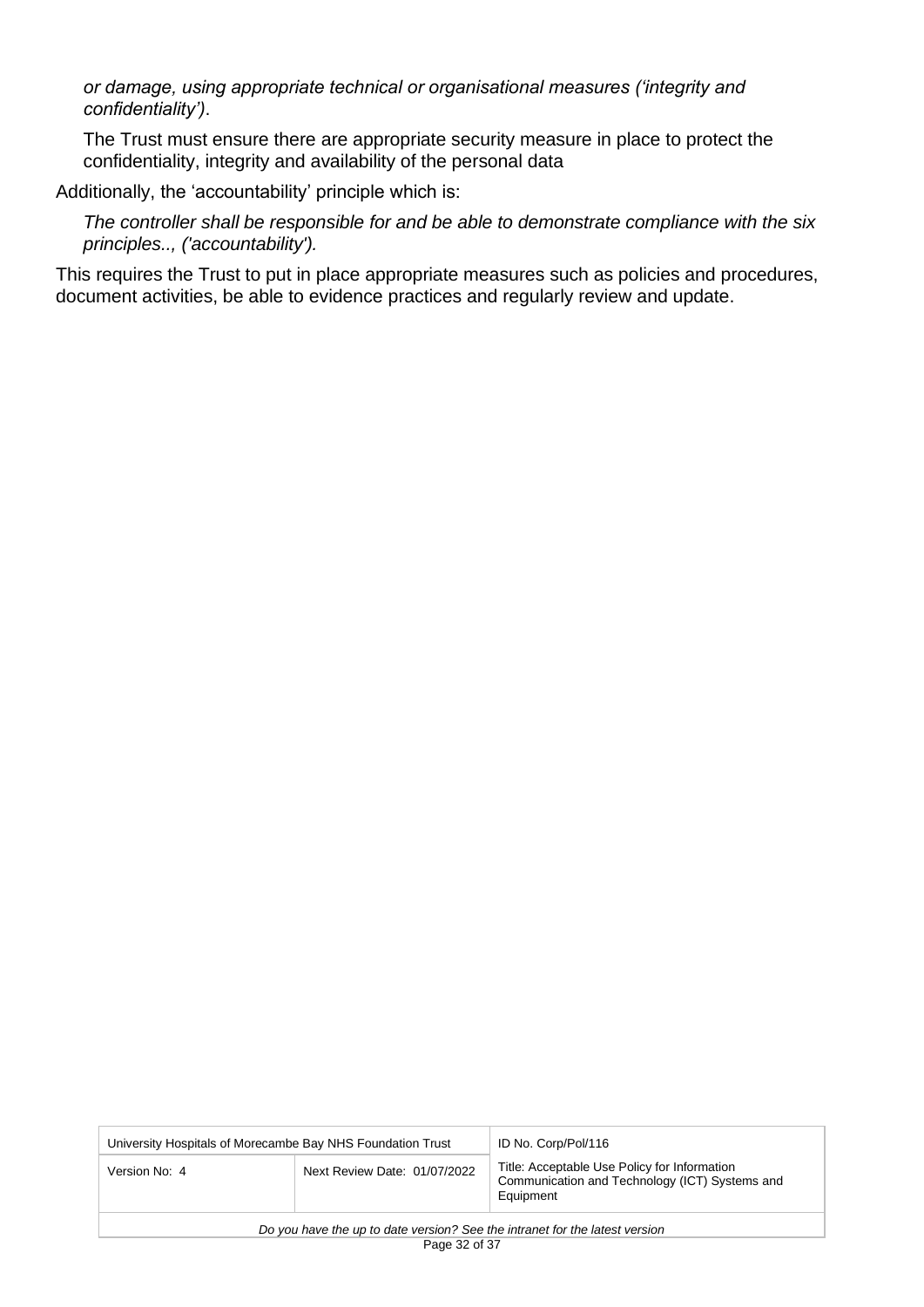*or damage, using appropriate technical or organisational measures ('integrity and confidentiality')*.

The Trust must ensure there are appropriate security measure in place to protect the confidentiality, integrity and availability of the personal data

Additionally, the 'accountability' principle which is:

*The controller shall be responsible for and be able to demonstrate compliance with the six principles.., ('accountability').*

This requires the Trust to put in place appropriate measures such as policies and procedures, document activities, be able to evidence practices and regularly review and update.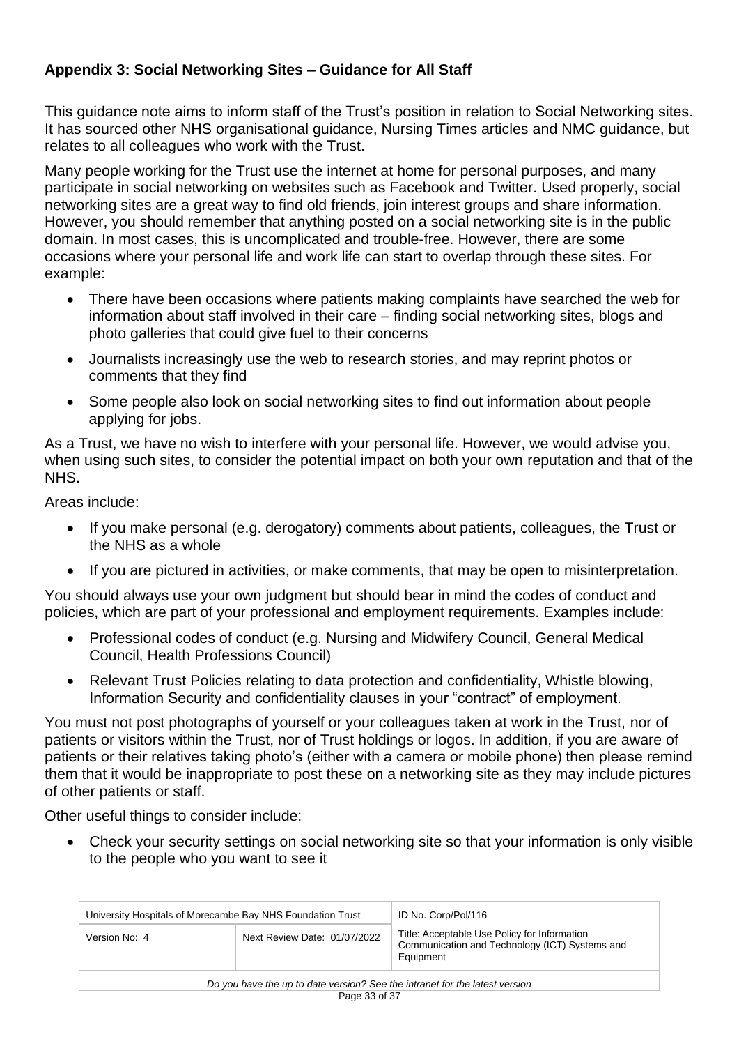## Appendix 3: Social Networking Sites – Guidance for All Staff

This guidance note aims to inform staff of the Trust's position in relation to Social Networking sites. It has sourced other NHS organisational guidance, Nursing Times articles and NMC guidance, but relates to all colleagues who work with the Trust.

Many people working for the Trust use the internet at home for personal purposes, and many participate in social networking on websites such as Facebook and Twitter. Used properly, social networking sites are a great way to find old friends, join interest groups and share information. However, you should remember that anything posted on a social networking site is in the public domain. In most cases, this is uncomplicated and trouble-free. However, there are some occasions where your personal life and work life can start to overlap through these sites. For example:

- There have been occasions where patients making complaints have searched the web for information about staff involved in their care – finding social networking sites, blogs and photo galleries that could give fuel to their concerns
- Journalists increasingly use the web to research stories, and may reprint photos or comments that they find
- Some people also look on social networking sites to find out information about people applying for jobs.

As a Trust, we have no wish to interfere with your personal life. However, we would advise you, when using such sites, to consider the potential impact on both your own reputation and that of the NHS.

Areas include:

- If you make personal (e.g. derogatory) comments about patients, colleagues, the Trust or the NHS as a whole
- If you are pictured in activities, or make comments, that may be open to misinterpretation.

You should always use your own judgment but should bear in mind the codes of conduct and policies, which are part of your professional and employment requirements. Examples include:

- Professional codes of conduct (e.g. Nursing and Midwifery Council, General Medical Council, Health Professions Council)
- Relevant Trust Policies relating to data protection and confidentiality, Whistle blowing, Information Security and confidentiality clauses in your "contract" of employment.

You must not post photographs of yourself or your colleagues taken at work in the Trust, nor of patients or visitors within the Trust, nor of Trust holdings or logos. In addition, if you are aware of patients or their relatives taking photo's (either with a camera or mobile phone) then please remind them that it would be inappropriate to post these on a networking site as they may include pictures of other patients or staff.

Other useful things to consider include:

- Check your security settings on social networking site so that your information is only visible to the people who you want to see it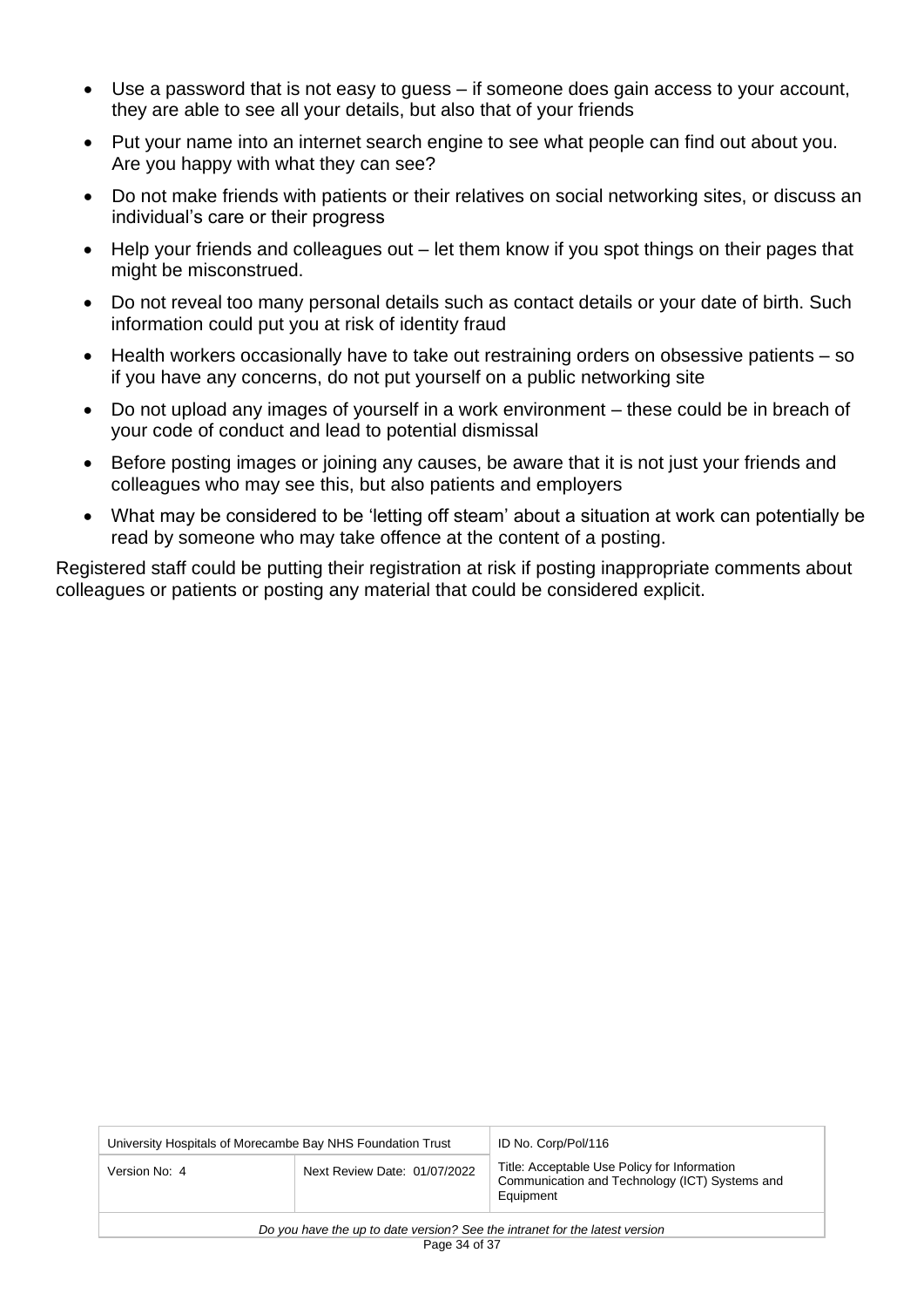- Use a password that is not easy to guess – if someone does gain access to your account, they are able to see all your details, but also that of your friends
- Put your name into an internet search engine to see what people can find out about you. Are you happy with what they can see?
- Do not make friends with patients or their relatives on social networking sites, or discuss an individual's care or their progress
- Help your friends and colleagues out – let them know if you spot things on their pages that might be misconstrued.
- Do not reveal too many personal details such as contact details or your date of birth. Such information could put you at risk of identity fraud
- Health workers occasionally have to take out restraining orders on obsessive patients – so if you have any concerns, do not put yourself on a public networking site
- Do not upload any images of yourself in a work environment – these could be in breach of your code of conduct and lead to potential dismissal
- Before posting images or joining any causes, be aware that it is not just your friends and colleagues who may see this, but also patients and employers
- What may be considered to be 'letting off steam' about a situation at work can potentially be read by someone who may take offence at the content of a posting.

Registered staff could be putting their registration at risk if posting inappropriate comments about colleagues or patients or posting any material that could be considered explicit.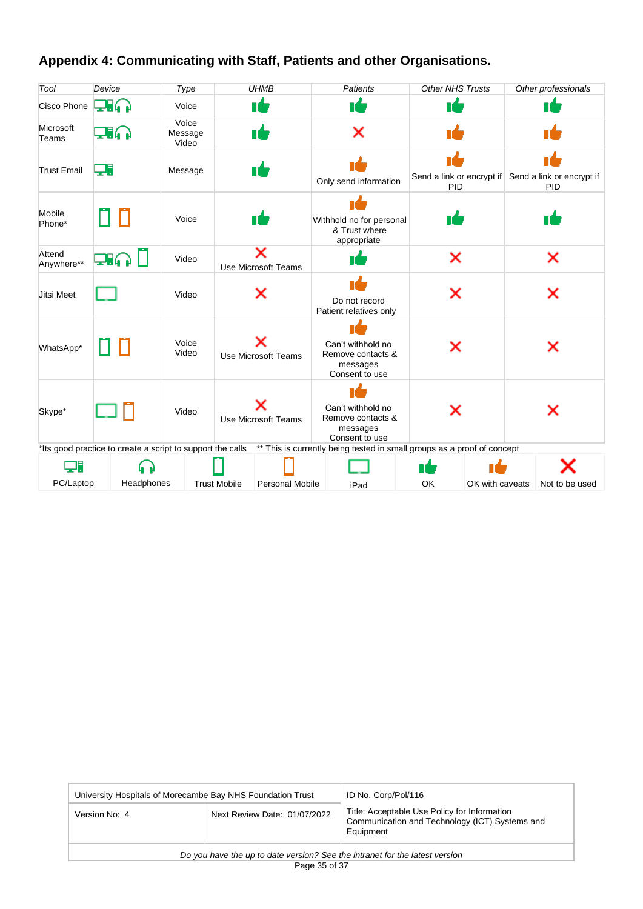## Appendix 4: Communicating with Staff, Patients and other Organisations.

| *Tool* | *Device* | *Type* | *UHMB* | *Patients* | *Other NHS Trusts* | *Other professionals* |
|---|---|---|---|---|---|---|
| Cisco Phone | PC/Laptop, Headphones | Voice | OK | OK | OK | OK |
| Microsoft Teams | PC/Laptop, Headphones | Voice Message Video | OK | Not to be used | OK with caveats | OK with caveats |
| Trust Email | PC/Laptop | Message | OK | OK with caveats: Only send information | OK with caveats: Send a link or encrypt if PID | OK with caveats: Send a link or encrypt if PID |
| Mobile Phone* | Trust Mobile, Personal Mobile | Voice | OK | OK with caveats: Withhold no for personal & Trust where appropriate | OK | OK |
| Attend Anywhere** | PC/Laptop, Headphones, Trust Mobile | Video | Not to be used: Use Microsoft Teams | OK | Not to be used | Not to be used |
| Jitsi Meet | iPad | Video | Not to be used | OK with caveats: Do not record Patient relatives only | Not to be used | Not to be used |
| WhatsApp* | Trust Mobile, Personal Mobile | Voice Video | Not to be used: Use Microsoft Teams | OK with caveats: Can't withhold no Remove contacts & messages Consent to use | Not to be used | Not to be used |
| Skype* | iPad, Personal Mobile | Video | Not to be used: Use Microsoft Teams | OK with caveats: Can't withhold no Remove contacts & messages Consent to use | Not to be used | Not to be used |

*Its good practice to create a script to support the calls    ** This is currently being tested in small groups as a proof of concept

| PC/Laptop | Headphones | Trust Mobile | Personal Mobile | iPad | OK | OK with caveats | Not to be used |
|---|---|---|---|---|---|---|---|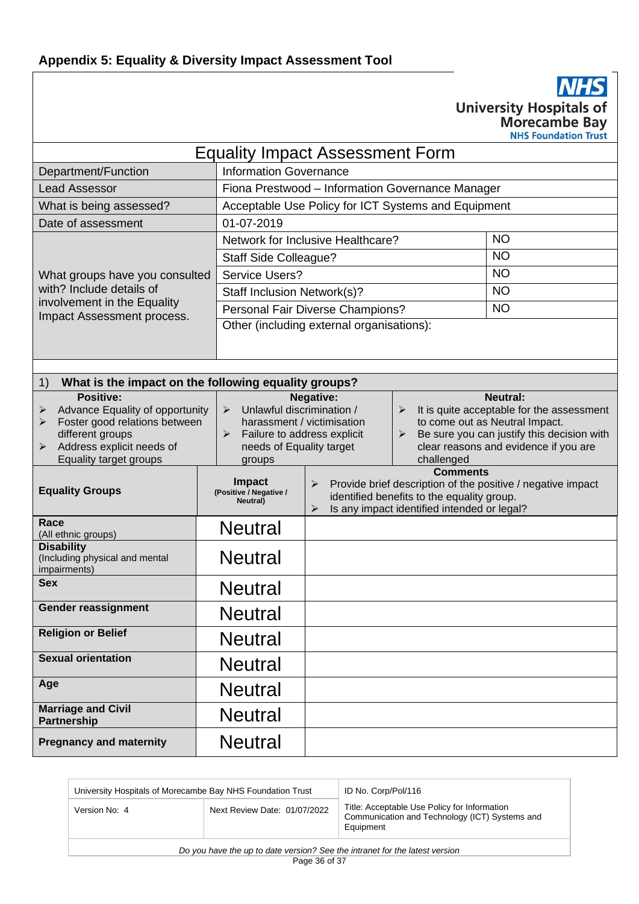## Appendix 5: Equality & Diversity Impact Assessment Tool

NHS
University Hospitals of Morecambe Bay
NHS Foundation Trust

### Equality Impact Assessment Form

| Department/Function | Information Governance | |
|---|---|---|
| Lead Assessor | Fiona Prestwood – Information Governance Manager | |
| What is being assessed? | Acceptable Use Policy for ICT Systems and Equipment | |
| Date of assessment | 01-07-2019 | |
| What groups have you consulted with? Include details of involvement in the Equality Impact Assessment process. | Network for Inclusive Healthcare? | NO |
| | Staff Side Colleague? | NO |
| | Service Users? | NO |
| | Staff Inclusion Network(s)? | NO |
| | Personal Fair Diverse Champions? | NO |
| | Other (including external organisations): | |

**1) What is the impact on the following equality groups?**

| Positive: | Negative: | Neutral: |
|---|---|---|
| ➢ Advance Equality of opportunity<br>➢ Foster good relations between different groups<br>➢ Address explicit needs of Equality target groups | ➢ Unlawful discrimination / harassment / victimisation<br>➢ Failure to address explicit needs of Equality target groups | ➢ It is quite acceptable for the assessment to come out as Neutral Impact.<br>➢ Be sure you can justify this decision with clear reasons and evidence if you are challenged |

| Equality Groups | Impact (Positive / Negative / Neutral) | Comments<br>➢ Provide brief description of the positive / negative impact identified benefits to the equality group.<br>➢ Is any impact identified intended or legal? |
|---|---|---|
| **Race** (All ethnic groups) | Neutral | |
| **Disability** (Including physical and mental impairments) | Neutral | |
| **Sex** | Neutral | |
| **Gender reassignment** | Neutral | |
| **Religion or Belief** | Neutral | |
| **Sexual orientation** | Neutral | |
| **Age** | Neutral | |
| **Marriage and Civil Partnership** | Neutral | |
| **Pregnancy and maternity** | Neutral | |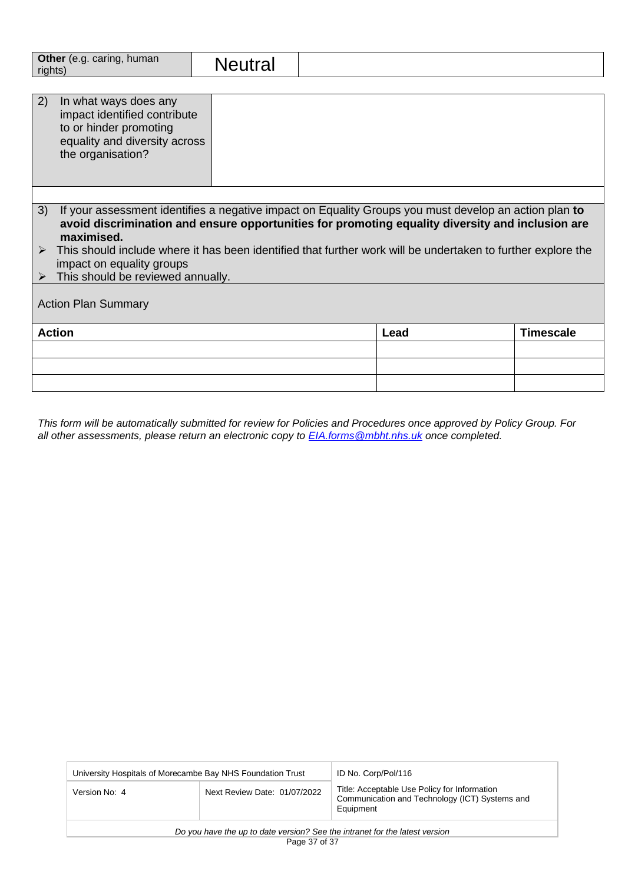| | | |
|---|---|---|
| **Other** (e.g. caring, human rights) | Neutral | |

| | |
|---|---|
| 2) In what ways does any impact identified contribute to or hinder promoting equality and diversity across the organisation? | |

3) If your assessment identifies a negative impact on Equality Groups you must develop an action plan **to avoid discrimination and ensure opportunities for promoting equality diversity and inclusion are maximised.**

- This should include where it has been identified that further work will be undertaken to further explore the impact on equality groups
- This should be reviewed annually.

Action Plan Summary

| Action | Lead | Timescale |
|---|---|---|
| | | |
| | | |
| | | |

*This form will be automatically submitted for review for Policies and Procedures once approved by Policy Group. For all other assessments, please return an electronic copy to [EIA.forms@mbht.nhs.uk](mailto:EIA.forms@mbht.nhs.uk) once completed.*